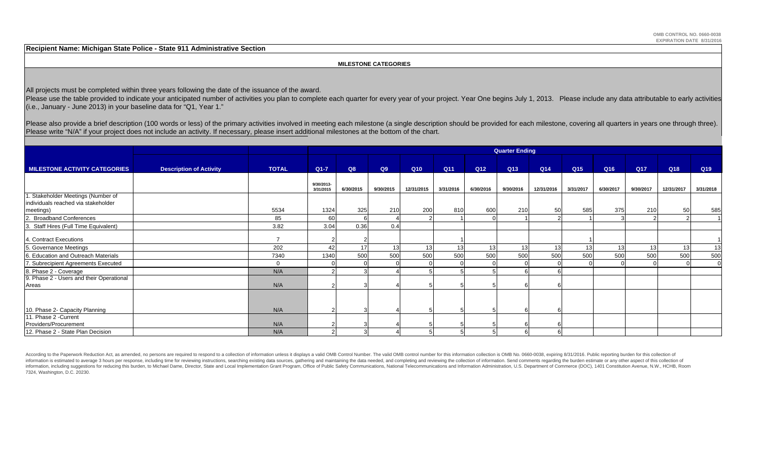OMB CONTROL NO. 0660-0038
EXPIRATION DATE 8/31/2016

**Recipient Name: Michigan State Police - State 911 Administrative Section**

**MILESTONE CATEGORIES**

All projects must be completed within three years following the date of the issuance of the award.
Please use the table provided to indicate your anticipated number of activities you plan to complete each quarter for every year of your project. Year One begins July 1, 2013. Please include any data attributable to early activities (i.e., January - June 2013) in your baseline data for "Q1, Year 1."

Please also provide a brief description (100 words or less) of the primary activities involved in meeting each milestone (a single description should be provided for each milestone, covering all quarters in years one through three). Please write "N/A" if your project does not include an activity. If necessary, please insert additional milestones at the bottom of the chart.

| | | | Quarter Ending | | | | | | | | | | | | |
|---|---|---|---|---|---|---|---|---|---|---|---|---|---|---|---|
| **MILESTONE ACTIVITY CATEGORIES** | **Description of Activity** | **TOTAL** | **Q1-7** | **Q8** | **Q9** | **Q10** | **Q11** | **Q12** | **Q13** | **Q14** | **Q15** | **Q16** | **Q17** | **Q18** | **Q19** |
| | | | 9/30/2013-3/31/2015 | 6/30/2015 | 9/30/2015 | 12/31/2015 | 3/31/2016 | 6/30/2016 | 9/30/2016 | 12/31/2016 | 3/31/2017 | 6/30/2017 | 9/30/2017 | 12/31/2017 | 3/31/2018 |
| 1. Stakeholder Meetings (Number of individuals reached via stakeholder meetings) | | 5534 | 1324 | 325 | 210 | 200 | 810 | 600 | 210 | 50 | 585 | 375 | 210 | 50 | 585 |
| 2. Broadband Conferences | | 85 | 60 | 6 | 4 | 2 | 1 | 0 | 1 | 2 | 1 | 3 | 2 | 2 | 1 |
| 3. Staff Hires (Full Time Equivalent) | | 3.82 | 3.04 | 0.36 | 0.4 | | | | | | | | | | |
| 4. Contract Executions | | 7 | 2 | 2 | | | 1 | | | | 1 | | | | 1 |
| 5. Governance Meetings | | 202 | 42 | 17 | 13 | 13 | 13 | 13 | 13 | 13 | 13 | 13 | 13 | 13 | 13 |
| 6. Education and Outreach Materials | | 7340 | 1340 | 500 | 500 | 500 | 500 | 500 | 500 | 500 | 500 | 500 | 500 | 500 | 500 |
| 7. Subrecipient Agreements Executed | | 0 | 0 | 0 | 0 | 0 | 0 | 0 | 0 | 0 | 0 | 0 | 0 | 0 | 0 |
| 8. Phase 2 - Coverage | | N/A | 2 | 3 | 4 | 5 | 5 | 5 | 6 | 6 | | | | | |
| 9. Phase 2 - Users and their Operational Areas | | N/A | 2 | 3 | 4 | 5 | 5 | 5 | 6 | 6 | | | | | |
| 10. Phase 2- Capacity Planning | | N/A | 2 | 3 | 4 | 5 | 5 | 5 | 6 | 6 | | | | | |
| 11. Phase 2 -Current Providers/Procurement | | N/A | 2 | 3 | 4 | 5 | 5 | 5 | 6 | 6 | | | | | |
| 12. Phase 2 - State Plan Decision | | N/A | 2 | 3 | 4 | 5 | 5 | 5 | 6 | 6 | | | | | |

According to the Paperwork Reduction Act, as amended, no persons are required to respond to a collection of information unless it displays a valid OMB Control Number. The valid OMB control number for this information collection is OMB No. 0660-0038, expiring 8/31/2016. Public reporting burden for this collection of information is estimated to average 3 hours per response, including time for reviewing instructions, searching existing data sources, gathering and maintaining the data needed, and completing and reviewing the collection of information. Send comments regarding the burden estimate or any other aspect of this collection of information, including suggestions for reducing this burden, to Michael Dame, Director, State and Local Implementation Grant Program, Office of Public Safety Communications, National Telecommunications and Information Administration, U.S. Department of Commerce (DOC), 1401 Constitution Avenue, N.W., HCHB, Room 7324, Washington, D.C. 20230.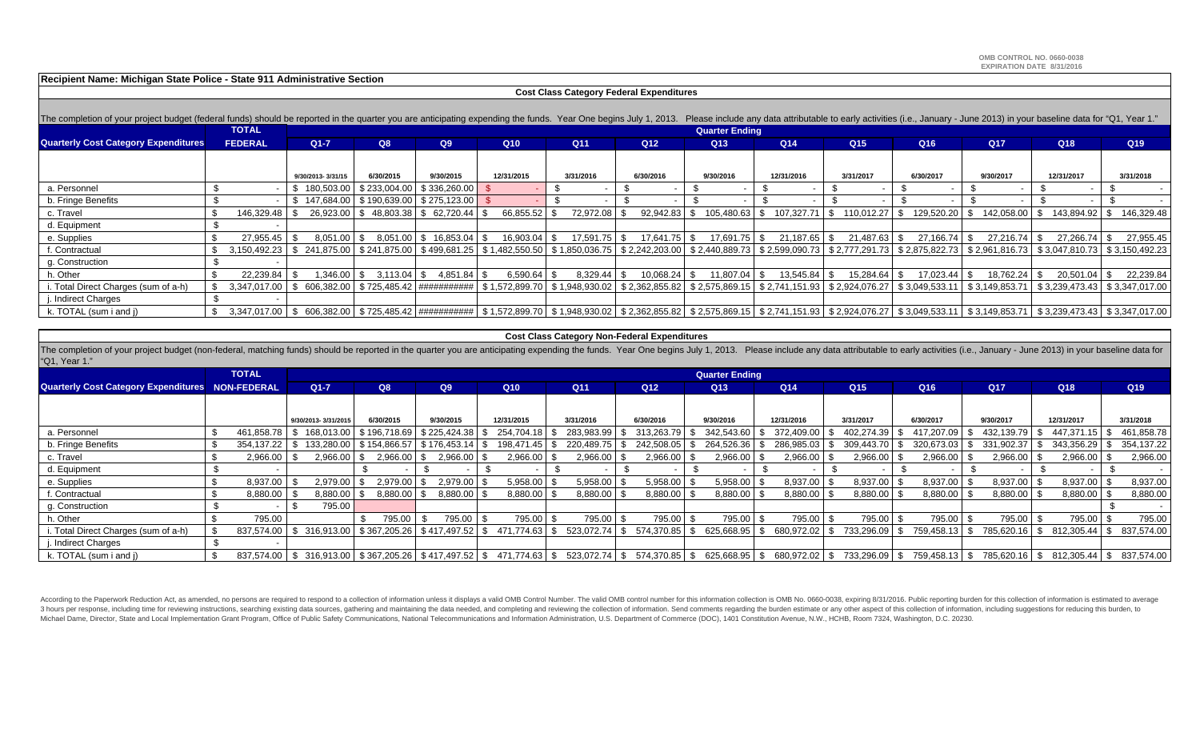OMB CONTROL NO. 0660-0038
EXPIRATION DATE 8/31/2016

**Recipient Name: Michigan State Police - State 911 Administrative Section**

## Cost Class Category Federal Expenditures

The completion of your project budget (federal funds) should be reported in the quarter you are anticipating expending the funds. Year One begins July 1, 2013. Please include any data attributable to early activities (i.e., January - June 2013) in your baseline data for "Q1, Year 1."

| Quarterly Cost Category Expenditures | TOTAL FEDERAL | Q1-7 | Q8 | Q9 | Q10 | Q11 | Q12 | Q13 | Q14 | Q15 | Q16 | Q17 | Q18 | Q19 |
|---|---|---|---|---|---|---|---|---|---|---|---|---|---|---|
| | | 9/30/2013- 3/31/15 | 6/30/2015 | 9/30/2015 | 12/31/2015 | 3/31/2016 | 6/30/2016 | 9/30/2016 | 12/31/2016 | 3/31/2017 | 6/30/2017 | 9/30/2017 | 12/31/2017 | 3/31/2018 |
| a. Personnel | $ - | $ 180,503.00 | $ 233,004.00 | $ 336,260.00 | $ - | $ - | $ - | $ - | $ - | $ - | $ - | $ - | $ - | $ - |
| b. Fringe Benefits | $ - | $ 147,684.00 | $ 190,639.00 | $ 275,123.00 | $ - | $ - | $ - | $ - | $ - | $ - | $ - | $ - | $ - | $ - |
| c. Travel | $ 146,329.48 | $ 26,923.00 | $ 48,803.38 | $ 62,720.44 | $ 66,855.52 | $ 72,972.08 | $ 92,942.83 | $ 105,480.63 | $ 107,327.71 | $ 110,012.27 | $ 129,520.20 | $ 142,058.00 | $ 143,894.92 | $ 146,329.48 |
| d. Equipment | $ - | | | | | | | | | | | | | |
| e. Supplies | $ 27,955.45 | $ 8,051.00 | $ 8,051.00 | $ 16,853.04 | $ 16,903.04 | $ 17,591.75 | $ 17,641.75 | $ 17,691.75 | $ 21,187.65 | $ 21,487.63 | $ 27,166.74 | $ 27,216.74 | $ 27,266.74 | $ 27,955.45 |
| f. Contractual | $ 3,150,492.23 | $ 241,875.00 | $ 241,875.00 | $ 499,681.25 | $ 1,482,550.50 | $ 1,850,036.75 | $ 2,242,203.00 | $ 2,440,889.73 | $ 2,599,090.73 | $ 2,777,291.73 | $ 2,875,822.73 | $ 2,961,816.73 | $ 3,047,810.73 | $ 3,150,492.23 |
| g. Construction | $ - | | | | | | | | | | | | | |
| h. Other | $ 22,239.84 | $ 1,346.00 | $ 3,113.04 | $ 4,851.84 | $ 6,590.64 | $ 8,329.44 | $ 10,068.24 | $ 11,807.04 | $ 13,545.84 | $ 15,284.64 | $ 17,023.44 | $ 18,762.24 | $ 20,501.04 | $ 22,239.84 |
| i. Total Direct Charges (sum of a-h) | $ 3,347,017.00 | $ 606,382.00 | $ 725,485.42 | ########### | $ 1,572,899.70 | $ 1,948,930.02 | $ 2,362,855.82 | $ 2,575,869.15 | $ 2,741,151.93 | $ 2,924,076.27 | $ 3,049,533.11 | $ 3,149,853.71 | $ 3,239,473.43 | $ 3,347,017.00 |
| j. Indirect Charges | $ - | | | | | | | | | | | | | |
| k. TOTAL (sum i and j) | $ 3,347,017.00 | $ 606,382.00 | $ 725,485.42 | ########### | $ 1,572,899.70 | $ 1,948,930.02 | $ 2,362,855.82 | $ 2,575,869.15 | $ 2,741,151.93 | $ 2,924,076.27 | $ 3,049,533.11 | $ 3,149,853.71 | $ 3,239,473.43 | $ 3,347,017.00 |

## Cost Class Category Non-Federal Expenditures

The completion of your project budget (non-federal, matching funds) should be reported in the quarter you are anticipating expending the funds. Year One begins July 1, 2013. Please include any data attributable to early activities (i.e., January - June 2013) in your baseline data for "Q1, Year 1."

| Quarterly Cost Category Expenditures | TOTAL NON-FEDERAL | Q1-7 | Q8 | Q9 | Q10 | Q11 | Q12 | Q13 | Q14 | Q15 | Q16 | Q17 | Q18 | Q19 |
|---|---|---|---|---|---|---|---|---|---|---|---|---|---|---|
| | | 9/30/2013- 3/31/2015 | 6/30/2015 | 9/30/2015 | 12/31/2015 | 3/31/2016 | 6/30/2016 | 9/30/2016 | 12/31/2016 | 3/31/2017 | 6/30/2017 | 9/30/2017 | 12/31/2017 | 3/31/2018 |
| a. Personnel | $ 461,858.78 | $ 168,013.00 | $ 196,718.69 | $ 225,424.38 | $ 254,704.18 | $ 283,983.99 | $ 313,263.79 | $ 342,543.60 | $ 372,409.00 | $ 402,274.39 | $ 417,207.09 | $ 432,139.79 | $ 447,371.15 | $ 461,858.78 |
| b. Fringe Benefits | $ 354,137.22 | $ 133,280.00 | $ 154,866.57 | $ 176,453.14 | $ 198,471.45 | $ 220,489.75 | $ 242,508.05 | $ 264,526.36 | $ 286,985.03 | $ 309,443.70 | $ 320,673.03 | $ 331,902.37 | $ 343,356.29 | $ 354,137.22 |
| c. Travel | $ 2,966.00 | $ 2,966.00 | $ 2,966.00 | $ 2,966.00 | $ 2,966.00 | $ 2,966.00 | $ 2,966.00 | $ 2,966.00 | $ 2,966.00 | $ 2,966.00 | $ 2,966.00 | $ 2,966.00 | $ 2,966.00 | $ 2,966.00 |
| d. Equipment | $ - | | $ - | $ - | $ - | $ - | $ - | $ - | $ - | $ - | $ - | $ - | $ - | $ - |
| e. Supplies | $ 8,937.00 | $ 2,979.00 | $ 2,979.00 | $ 2,979.00 | $ 5,958.00 | $ 5,958.00 | $ 5,958.00 | $ 5,958.00 | $ 8,937.00 | $ 8,937.00 | $ 8,937.00 | $ 8,937.00 | $ 8,937.00 | $ 8,937.00 |
| f. Contractual | $ 8,880.00 | $ 8,880.00 | $ 8,880.00 | $ 8,880.00 | $ 8,880.00 | $ 8,880.00 | $ 8,880.00 | $ 8,880.00 | $ 8,880.00 | $ 8,880.00 | $ 8,880.00 | $ 8,880.00 | $ 8,880.00 | $ 8,880.00 |
| g. Construction | $ - | $ 795.00 | | | | | | | | | | | | $ - |
| h. Other | $ 795.00 | | $ 795.00 | $ 795.00 | $ 795.00 | $ 795.00 | $ 795.00 | $ 795.00 | $ 795.00 | $ 795.00 | $ 795.00 | $ 795.00 | $ 795.00 | $ 795.00 |
| i. Total Direct Charges (sum of a-h) | $ 837,574.00 | $ 316,913.00 | $ 367,205.26 | $ 417,497.52 | $ 471,774.63 | $ 523,072.74 | $ 574,370.85 | $ 625,668.95 | $ 680,972.02 | $ 733,296.09 | $ 759,458.13 | $ 785,620.16 | $ 812,305.44 | $ 837,574.00 |
| j. Indirect Charges | $ - | | | | | | | | | | | | | |
| k. TOTAL (sum i and j) | $ 837,574.00 | $ 316,913.00 | $ 367,205.26 | $ 417,497.52 | $ 471,774.63 | $ 523,072.74 | $ 574,370.85 | $ 625,668.95 | $ 680,972.02 | $ 733,296.09 | $ 759,458.13 | $ 785,620.16 | $ 812,305.44 | $ 837,574.00 |

According to the Paperwork Reduction Act, as amended, no persons are required to respond to a collection of information unless it displays a valid OMB Control Number. The valid OMB control number for this information collection is OMB No. 0660-0038, expiring 8/31/2016. Public reporting burden for this collection of information is estimated to average 3 hours per response, including time for reviewing instructions, searching existing data sources, gathering and maintaining the data needed, and completing and reviewing the collection of information. Send comments regarding the burden estimate or any other aspect of this collection of information, including suggestions for reducing this burden, to Michael Dame, Director, State and Local Implementation Grant Program, Office of Public Safety Communications, National Telecommunications and Information Administration, U.S. Department of Commerce (DOC), 1401 Constitution Avenue, N.W., HCHB, Room 7324, Washington, D.C. 20230.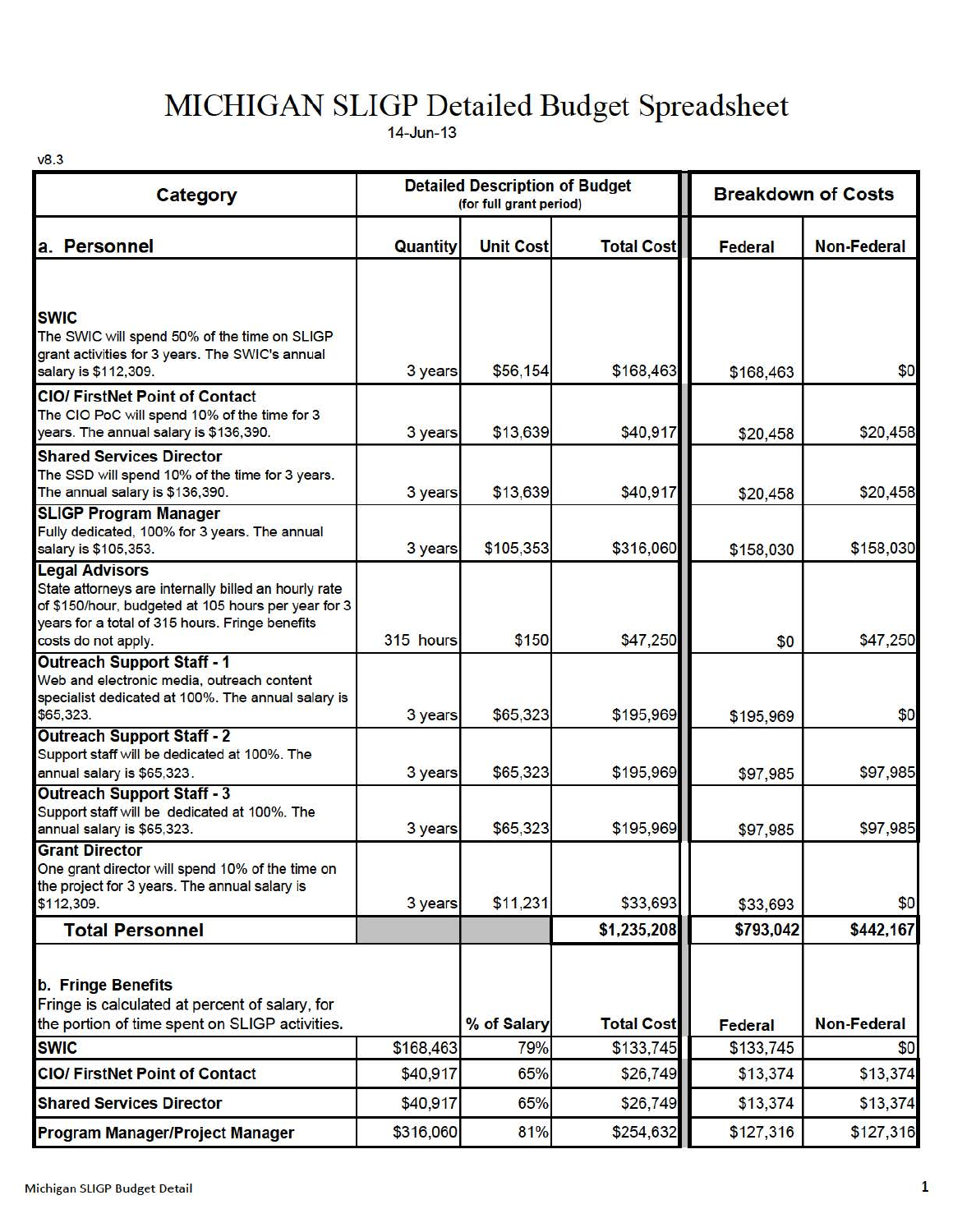# MICHIGAN SLIGP Detailed Budget Spreadsheet

14-Jun-13

v8.3

| Category | Detailed Description of Budget (for full grant period) | | | Breakdown of Costs | |
|---|---|---|---|---|---|
| **a. Personnel** | **Quantity** | **Unit Cost** | **Total Cost** | **Federal** | **Non-Federal** |
| **SWIC** The SWIC will spend 50% of the time on SLIGP grant activities for 3 years. The SWIC's annual salary is $112,309. | 3 years | $56,154 | $168,463 | $168,463 | $0 |
| **CIO/ FirstNet Point of Contact** The CIO PoC will spend 10% of the time for 3 years. The annual salary is $136,390. | 3 years | $13,639 | $40,917 | $20,458 | $20,458 |
| **Shared Services Director** The SSD will spend 10% of the time for 3 years. The annual salary is $136,390. | 3 years | $13,639 | $40,917 | $20,458 | $20,458 |
| **SLIGP Program Manager** Fully dedicated, 100% for 3 years. The annual salary is $105,353. | 3 years | $105,353 | $316,060 | $158,030 | $158,030 |
| **Legal Advisors** State attorneys are internally billed an hourly rate of $150/hour, budgeted at 105 hours per year for 3 years for a total of 315 hours. Fringe benefits costs do not apply. | 315 hours | $150 | $47,250 | $0 | $47,250 |
| **Outreach Support Staff - 1** Web and electronic media, outreach content specialist dedicated at 100%. The annual salary is $65,323. | 3 years | $65,323 | $195,969 | $195,969 | $0 |
| **Outreach Support Staff - 2** Support staff will be dedicated at 100%. The annual salary is $65,323. | 3 years | $65,323 | $195,969 | $97,985 | $97,985 |
| **Outreach Support Staff - 3** Support staff will be dedicated at 100%. The annual salary is $65,323. | 3 years | $65,323 | $195,969 | $97,985 | $97,985 |
| **Grant Director** One grant director will spend 10% of the time on the project for 3 years. The annual salary is $112,309. | 3 years | $11,231 | $33,693 | $33,693 | $0 |
| **Total Personnel** | | | **$1,235,208** | **$793,042** | **$442,167** |
| **b. Fringe Benefits** Fringe is calculated at percent of salary, for the portion of time spent on SLIGP activities. | | **% of Salary** | **Total Cost** | **Federal** | **Non-Federal** |
| **SWIC** | $168,463 | 79% | $133,745 | $133,745 | $0 |
| **CIO/ FirstNet Point of Contact** | $40,917 | 65% | $26,749 | $13,374 | $13,374 |
| **Shared Services Director** | $40,917 | 65% | $26,749 | $13,374 | $13,374 |
| **Program Manager/Project Manager** | $316,060 | 81% | $254,632 | $127,316 | $127,316 |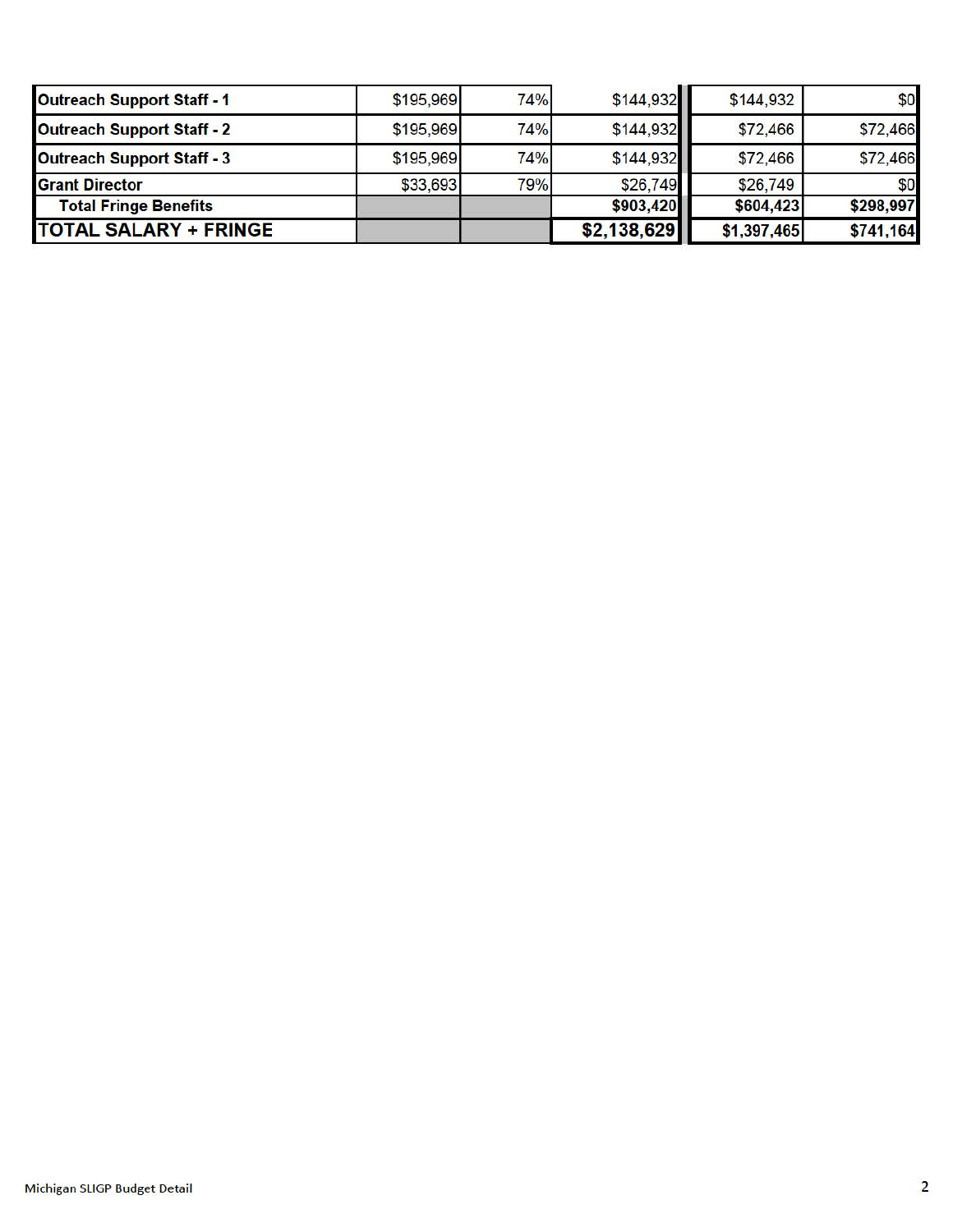| | | | | | |
|---|---|---|---|---|---|
| **Outreach Support Staff - 1** | $195,969 | 74% | $144,932 | $144,932 | $0 |
| **Outreach Support Staff - 2** | $195,969 | 74% | $144,932 | $72,466 | $72,466 |
| **Outreach Support Staff - 3** | $195,969 | 74% | $144,932 | $72,466 | $72,466 |
| **Grant Director** | $33,693 | 79% | $26,749 | $26,749 | $0 |
| **Total Fringe Benefits** | | | **$903,420** | **$604,423** | **$298,997** |
| **TOTAL SALARY + FRINGE** | | | **$2,138,629** | **$1,397,465** | **$741,164** |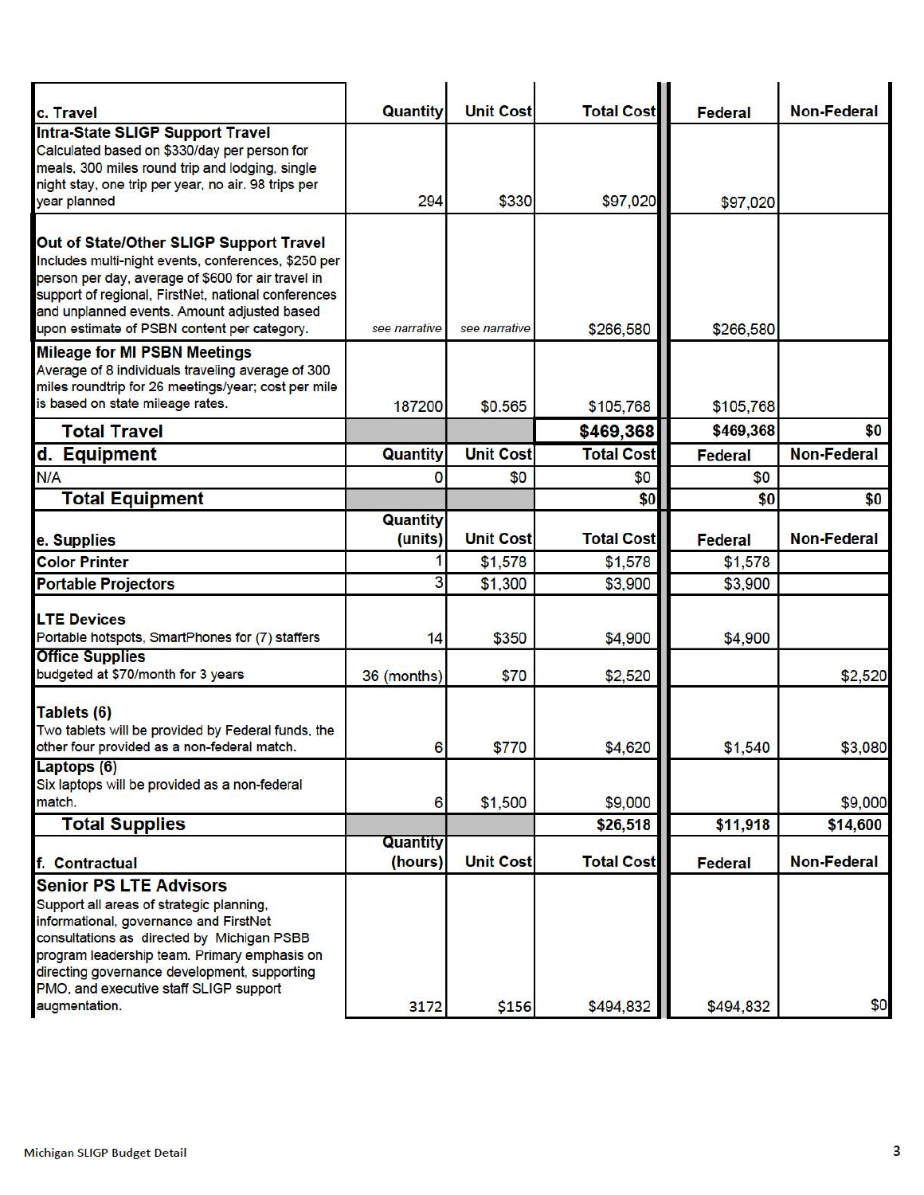| c. Travel | Quantity | Unit Cost | Total Cost | Federal | Non-Federal |
|---|---|---|---|---|---|
| **Intra-State SLIGP Support Travel**<br>Calculated based on $330/day per person for meals, 300 miles round trip and lodging, single night stay, one trip per year, no air. 98 trips per year planned | 294 | $330 | $97,020 | $97,020 | |
| **Out of State/Other SLIGP Support Travel**<br>Includes multi-night events, conferences, $250 per person per day, average of $600 for air travel in support of regional, FirstNet, national conferences and unplanned events. Amount adjusted based upon estimate of PSBN content per category. | *see narrative* | *see narrative* | $266,580 | $266,580 | |
| **Mileage for MI PSBN Meetings**<br>Average of 8 individuals traveling average of 300 miles roundtrip for 26 meetings/year; cost per mile is based on state mileage rates. | 187200 | $0.565 | $105,768 | $105,768 | |
| **Total Travel** | | | **$469,368** | **$469,368** | **$0** |
| **d. Equipment** | **Quantity** | **Unit Cost** | **Total Cost** | **Federal** | **Non-Federal** |
| N/A | 0 | $0 | $0 | $0 | |
| **Total Equipment** | | | **$0** | **$0** | **$0** |
| **e. Supplies** | **Quantity (units)** | **Unit Cost** | **Total Cost** | **Federal** | **Non-Federal** |
| **Color Printer** | 1 | $1,578 | $1,578 | $1,578 | |
| **Portable Projectors** | 3 | $1,300 | $3,900 | $3,900 | |
| **LTE Devices**<br>Portable hotspots, SmartPhones for (7) staffers | 14 | $350 | $4,900 | $4,900 | |
| **Office Supplies**<br>budgeted at $70/month for 3 years | 36 (months) | $70 | $2,520 | | $2,520 |
| **Tablets (6)**<br>Two tablets will be provided by Federal funds, the other four provided as a non-federal match. | 6 | $770 | $4,620 | $1,540 | $3,080 |
| **Laptops (6)**<br>Six laptops will be provided as a non-federal match. | 6 | $1,500 | $9,000 | | $9,000 |
| **Total Supplies** | | | **$26,518** | **$11,918** | **$14,600** |
| **f. Contractual** | **Quantity (hours)** | **Unit Cost** | **Total Cost** | **Federal** | **Non-Federal** |
| **Senior PS LTE Advisors**<br>Support all areas of strategic planning, informational, governance and FirstNet consultations as directed by Michigan PSBB program leadership team. Primary emphasis on directing governance development, supporting PMO, and executive staff SLIGP support augmentation. | 3172 | $156 | $494,832 | $494,832 | $0 |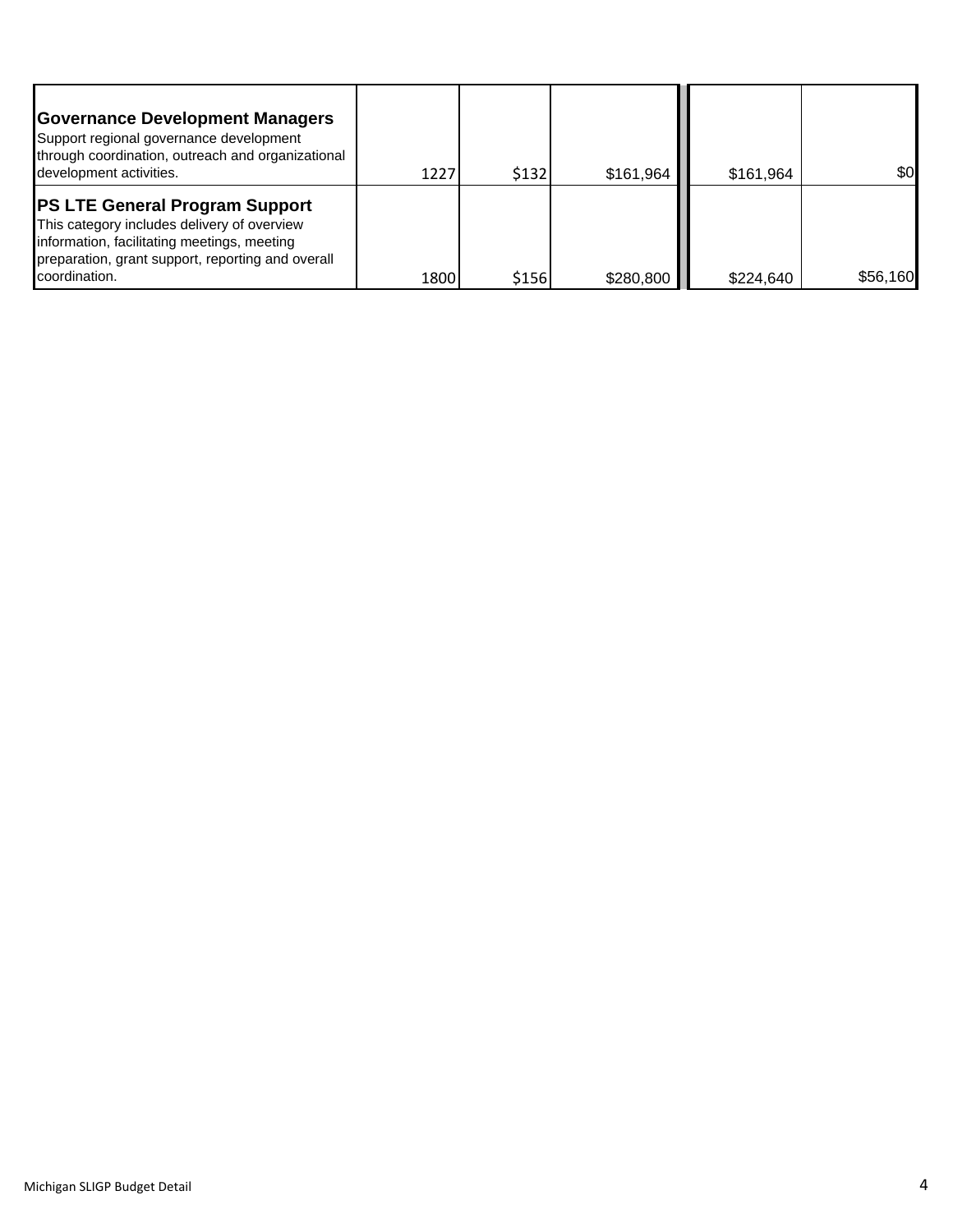| | | | | | |
|---|---|---|---|---|---|
| **Governance Development Managers**<br>Support regional governance development through coordination, outreach and organizational development activities. | 1227 | $132 | $161,964 | $161,964 | $0 |
| **PS LTE General Program Support**<br>This category includes delivery of overview information, facilitating meetings, meeting preparation, grant support, reporting and overall coordination. | 1800 | $156 | $280,800 | $224,640 | $56,160 |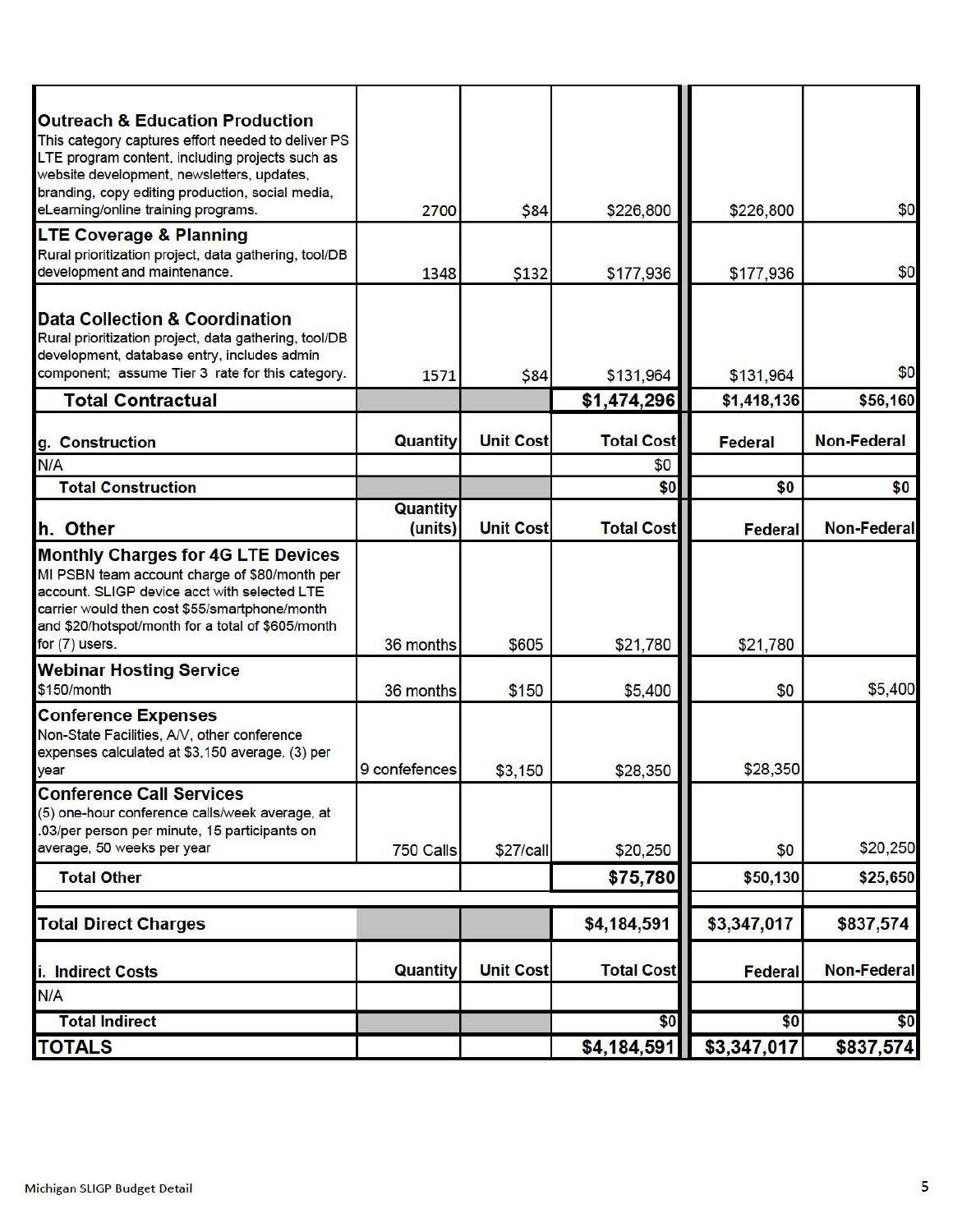| | | | | | |
|---|---|---|---|---|---|
| **Outreach & Education Production** This category captures effort needed to deliver PS LTE program content, including projects such as website development, newsletters, updates, branding, copy editing production, social media, eLearning/online training programs. | 2700 | $84 | $226,800 | $226,800 | $0 |
| **LTE Coverage & Planning** Rural prioritization project, data gathering, tool/DB development and maintenance. | 1348 | $132 | $177,936 | $177,936 | $0 |
| **Data Collection & Coordination** Rural prioritization project, data gathering, tool/DB development, database entry, includes admin component; assume Tier 3 rate for this category. | 1571 | $84 | $131,964 | $131,964 | $0 |
| **Total Contractual** | | | **$1,474,296** | **$1,418,136** | **$56,160** |
| **g. Construction** | **Quantity** | **Unit Cost** | **Total Cost** | **Federal** | **Non-Federal** |
| N/A | | | $0 | | |
| **Total Construction** | | | **$0** | **$0** | **$0** |
| **h. Other** | **Quantity (units)** | **Unit Cost** | **Total Cost** | **Federal** | **Non-Federal** |
| **Monthly Charges for 4G LTE Devices** MI PSBN team account charge of $80/month per account. SLIGP device acct with selected LTE carrier would then cost $55/smartphone/month and $20/hotspot/month for a total of $605/month for (7) users. | 36 months | $605 | $21,780 | $21,780 | |
| **Webinar Hosting Service** $150/month | 36 months | $150 | $5,400 | $0 | $5,400 |
| **Conference Expenses** Non-State Facilities, A/V, other conference expenses calculated at $3,150 average, (3) per year | 9 confefences | $3,150 | $28,350 | $28,350 | |
| **Conference Call Services** (5) one-hour conference calls/week average, at .03/per person per minute, 15 participants on average, 50 weeks per year | 750 Calls | $27/call | $20,250 | $0 | $20,250 |
| **Total Other** | | | **$75,780** | **$50,130** | **$25,650** |
| | | | | | |
| **Total Direct Charges** | | | **$4,184,591** | **$3,347,017** | **$837,574** |
| **i. Indirect Costs** | **Quantity** | **Unit Cost** | **Total Cost** | **Federal** | **Non-Federal** |
| N/A | | | | | |
| **Total Indirect** | | | **$0** | **$0** | **$0** |
| **TOTALS** | | | **$4,184,591** | **$3,347,017** | **$837,574** |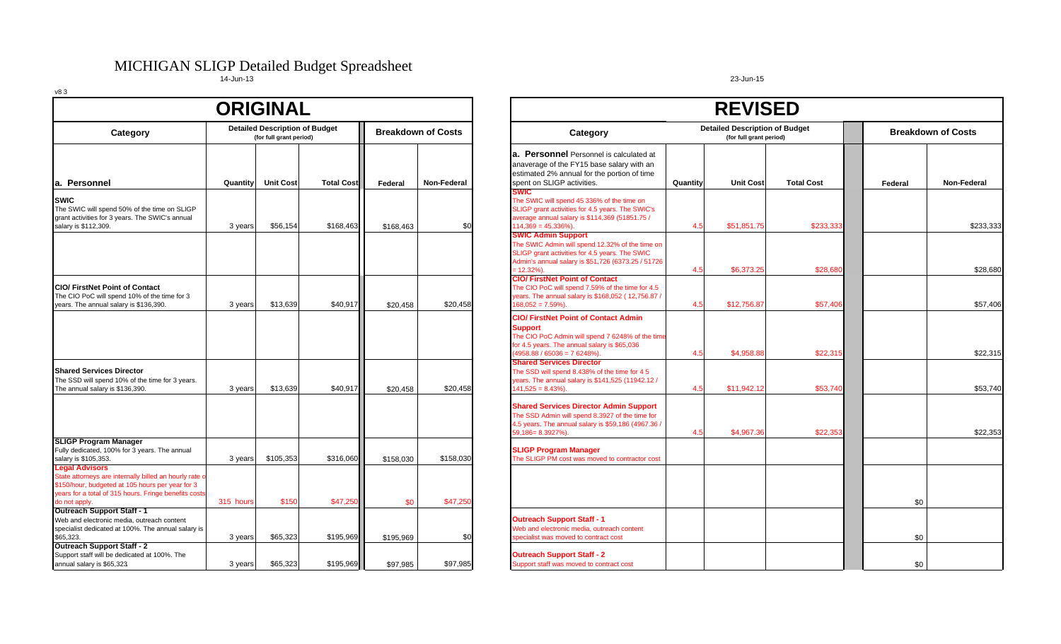# MICHIGAN SLIGP Detailed Budget Spreadsheet

14-Jun-13

23-Jun-15

v8 3

## ORIGINAL

| Category | Detailed Description of Budget (for full grant period) | | | Breakdown of Costs | |
|---|---|---|---|---|---|
| **a. Personnel** | **Quantity** | **Unit Cost** | **Total Cost** | **Federal** | **Non-Federal** |
| **SWIC** The SWIC will spend 50% of the time on SLIGP grant activities for 3 years. The SWIC's annual salary is $112,309. | 3 years | $56,154 | $168,463 | $168,463 | $0 |
| | | | | | |
| **CIO/ FirstNet Point of Contact** The CIO PoC will spend 10% of the time for 3 years. The annual salary is $136,390. | 3 years | $13,639 | $40,917 | $20,458 | $20,458 |
| | | | | | |
| **Shared Services Director** The SSD will spend 10% of the time for 3 years. The annual salary is $136,390. | 3 years | $13,639 | $40,917 | $20,458 | $20,458 |
| | | | | | |
| **SLIGP Program Manager** Fully dedicated, 100% for 3 years. The annual salary is $105,353. | 3 years | $105,353 | $316,060 | $158,030 | $158,030 |
| **Legal Advisors** State attorneys are internally billed an hourly rate o $150/hour, budgeted at 105 hours per year for 3 years for a total of 315 hours. Fringe benefits costs do not apply. | 315 hours | $150 | $47,250 | $0 | $47,250 |
| **Outreach Support Staff - 1** Web and electronic media, outreach content specialist dedicated at 100%. The annual salary is $65,323. | 3 years | $65,323 | $195,969 | $195,969 | $0 |
| **Outreach Support Staff - 2** Support staff will be dedicated at 100%. The annual salary is $65,323 | 3 years | $65,323 | $195,969 | $97,985 | $97,985 |

## REVISED

| Category | Detailed Description of Budget (for full grant period) | | | Breakdown of Costs | |
|---|---|---|---|---|---|
| **a. Personnel** Personnel is calculated at anaverage of the FY15 base salary with an estimated 2% annual for the portion of time spent on SLIGP activities. | **Quantity** | **Unit Cost** | **Total Cost** | **Federal** | **Non-Federal** |
| **SWIC** The SWIC will spend 45 336% of the time on SLIGP grant activities for 4.5 years. The SWIC's average annual salary is $114,369 (51851.75 / 114,369 = 45.336%). | 4.5 | $51,851.75 | $233,333 | | $233,333 |
| **SWIC Admin Support** The SWIC Admin will spend 12.32% of the time on SLIGP grant activities for 4.5 years. The SWIC Admin's annual salary is $51,726 (6373.25 / 51726 = 12.32%). | 4.5 | $6,373.25 | $28,680 | | $28,680 |
| **CIO/ FirstNet Point of Contact** The CIO PoC will spend 7.59% of the time for 4.5 years. The annual salary is $168,052 ( 12,756.87 / 168,052 = 7.59%). | 4.5 | $12,756.87 | $57,406 | | $57,406 |
| **CIO/ FirstNet Point of Contact Admin Support** The CIO PoC Admin will spend 7 6248% of the time for 4.5 years. The annual salary is $65,036 (4958.88 / 65036 = 7 6248%). | 4.5 | $4,958.88 | $22,315 | | $22,315 |
| **Shared Services Director** The SSD will spend 8.438% of the time for 4 5 years. The annual salary is $141,525 (11942.12 / 141,525 = 8.43%). | 4.5 | $11,942.12 | $53,740 | | $53,740 |
| **Shared Services Director Admin Support** The SSD Admin will spend 8.3927 of the time for 4.5 years. The annual salary is $59,186 (4967.36 / 59,186= 8.3927%). | 4.5 | $4,967.36 | $22,353 | | $22,353 |
| **SLIGP Program Manager** The SLIGP PM cost was moved to contractor cost | | | | | |
| | | | | $0 | |
| **Outreach Support Staff - 1** Web and electronic media, outreach content specialist was moved to contract cost | | | | $0 | |
| **Outreach Support Staff - 2** Support staff was moved to contract cost | | | | $0 | |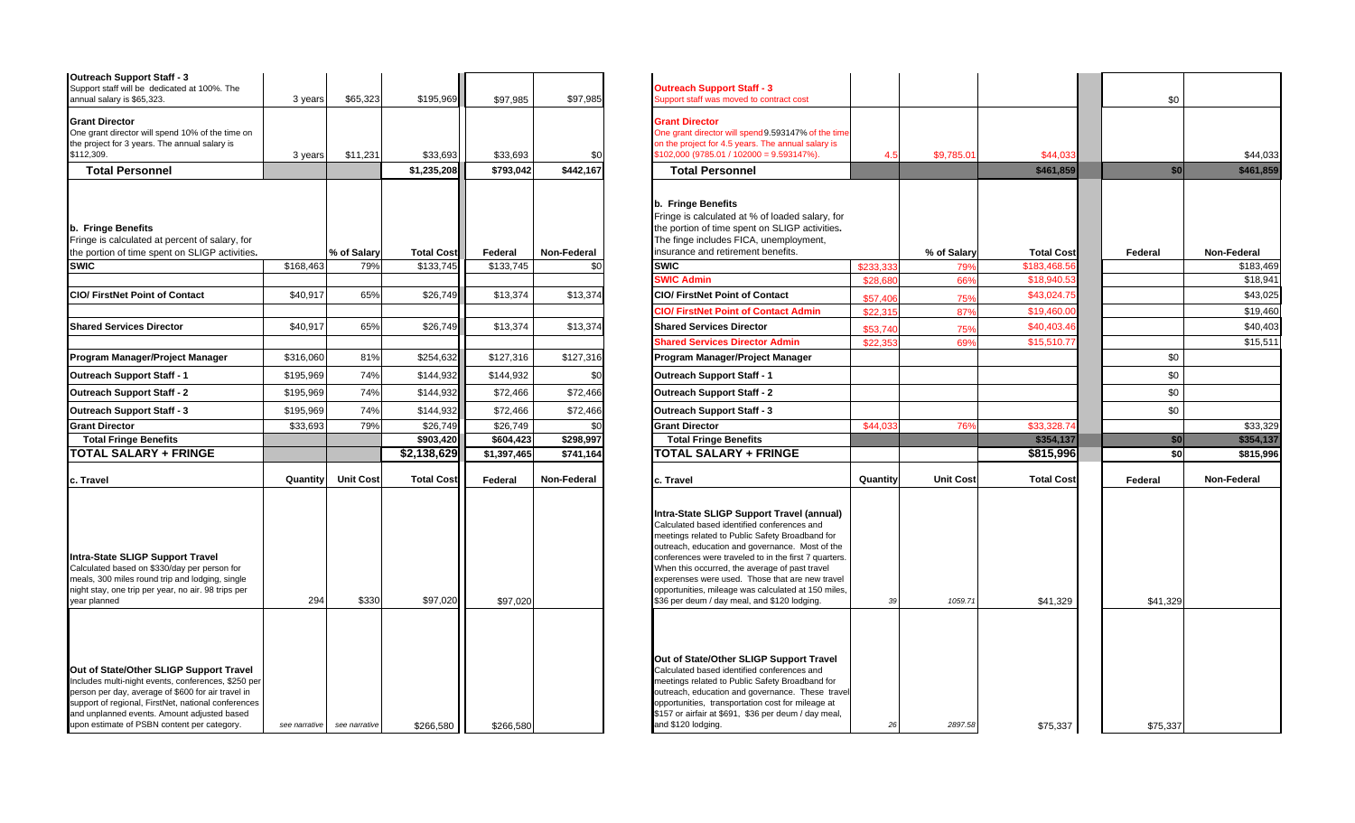| Outreach Support Staff - 3<br>Support staff will be dedicated at 100%. The annual salary is $65,323. | 3 years | $65,323 | $195,969 | $97,985 | $97,985 |
|---|---|---|---|---|---|
| **Grant Director**<br>One grant director will spend 10% of the time on the project for 3 years. The annual salary is $112,309. | 3 years | $11,231 | $33,693 | $33,693 | $0 |
| **Total Personnel** | | | $1,235,208 | $793,042 | $442,167 |
| **b. Fringe Benefits**<br>Fringe is calculated at percent of salary, for the portion of time spent on SLIGP activities. | | **% of Salary** | **Total Cost** | **Federal** | **Non-Federal** |
| **SWIC** | $168,463 | 79% | $133,745 | $133,745 | $0 |
| **CIO/ FirstNet Point of Contact** | $40,917 | 65% | $26,749 | $13,374 | $13,374 |
| **Shared Services Director** | $40,917 | 65% | $26,749 | $13,374 | $13,374 |
| **Program Manager/Project Manager** | $316,060 | 81% | $254,632 | $127,316 | $127,316 |
| **Outreach Support Staff - 1** | $195,969 | 74% | $144,932 | $144,932 | $0 |
| **Outreach Support Staff - 2** | $195,969 | 74% | $144,932 | $72,466 | $72,466 |
| **Outreach Support Staff - 3** | $195,969 | 74% | $144,932 | $72,466 | $72,466 |
| **Grant Director** | $33,693 | 79% | $26,749 | $26,749 | $0 |
| **Total Fringe Benefits** | | | $903,420 | $604,423 | $298,997 |
| **TOTAL SALARY + FRINGE** | | | $2,138,629 | $1,397,465 | $741,164 |
| **c. Travel** | **Quantity** | **Unit Cost** | **Total Cost** | **Federal** | **Non-Federal** |
| **Intra-State SLIGP Support Travel**<br>Calculated based on $330/day per person for meals, 300 miles round trip and lodging, single night stay, one trip per year, no air. 98 trips per year planned | 294 | $330 | $97,020 | $97,020 | |
| **Out of State/Other SLIGP Support Travel**<br>Includes multi-night events, conferences, $250 per person per day, average of $600 for air travel in support of regional, FirstNet, national conferences and unplanned events. Amount adjusted based upon estimate of PSBN content per category. | see narrative | see narrative | $266,580 | $266,580 | |

| Outreach Support Staff - 3<br>Support staff was moved to contract cost | | | | $0 | |
|---|---|---|---|---|---|
| **Grant Director**<br>One grant director will spend 9.593147% of the time on the project for 4.5 years. The annual salary is $102,000 (9785.01 / 102000 = 9.593147%). | 4.5 | $9,785.01 | $44,033 | | $44,033 |
| **Total Personnel** | | | $461,859 | $0 | $461,859 |
| **b. Fringe Benefits**<br>Fringe is calculated at % of loaded salary, for the portion of time spent on SLIGP activities. The finge includes FICA, unemployment, insurance and retirement benefits. | | **% of Salary** | **Total Cost** | **Federal** | **Non-Federal** |
| **SWIC** | $233,333 | 79% | $183,468.56 | | $183,469 |
| **SWIC Admin** | $28,680 | 66% | $18,940.53 | | $18,941 |
| **CIO/ FirstNet Point of Contact** | $57,406 | 75% | $43,024.75 | | $43,025 |
| **CIO/ FirstNet Point of Contact Admin** | $22,315 | 87% | $19,460.00 | | $19,460 |
| **Shared Services Director** | $53,740 | 75% | $40,403.46 | | $40,403 |
| **Shared Services Director Admin** | $22,353 | 69% | $15,510.77 | | $15,511 |
| **Program Manager/Project Manager** | | | | $0 | |
| **Outreach Support Staff - 1** | | | | $0 | |
| **Outreach Support Staff - 2** | | | | $0 | |
| **Outreach Support Staff - 3** | | | | $0 | |
| **Grant Director** | $44,033 | 76% | $33,328.74 | | $33,329 |
| **Total Fringe Benefits** | | | $354,137 | $0 | $354,137 |
| **TOTAL SALARY + FRINGE** | | | $815,996 | $0 | $815,996 |
| **c. Travel** | **Quantity** | **Unit Cost** | **Total Cost** | **Federal** | **Non-Federal** |
| **Intra-State SLIGP Support Travel (annual)**<br>Calculated based identified conferences and meetings related to Public Safety Broadband for outreach, education and governance. Most of the conferences were traveled to in the first 7 quarters. When this occurred, the average of past travel experenses were used. Those that are new travel opportunities, mileage was calculated at 150 miles, $36 per deum / day meal, and $120 lodging. | 39 | 1059.71 | $41,329 | $41,329 | |
| **Out of State/Other SLIGP Support Travel**<br>Calculated based identified conferences and meetings related to Public Safety Broadband for outreach, education and governance. These travel opportunities, transportation cost for mileage at $157 or airfair at $691, $36 per deum / day meal, and $120 lodging. | 26 | 2897.58 | $75,337 | $75,337 | |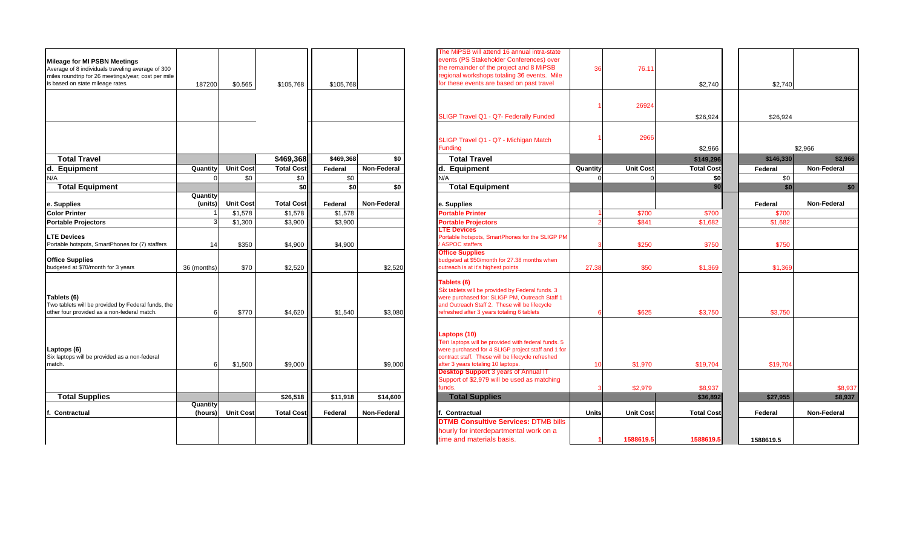| | | | | | |
|---|---|---|---|---|---|
| **Mileage for MI PSBN Meetings** Average of 8 individuals traveling average of 300 miles roundtrip for 26 meetings/year; cost per mile is based on state mileage rates. | 187200 | $0.565 | $105,768 | $105,768 | |
| | | | | | |
| | | | | | |
| **Total Travel** | | | $469,368 | $469,368 | $0 |
| **d. Equipment** | **Quantity** | **Unit Cost** | **Total Cost** | **Federal** | **Non-Federal** |
| N/A | 0 | $0 | $0 | $0 | |
| **Total Equipment** | | | $0 | $0 | $0 |
| **e. Supplies** | **Quantity (units)** | **Unit Cost** | **Total Cost** | **Federal** | **Non-Federal** |
| **Color Printer** | 1 | $1,578 | $1,578 | $1,578 | |
| **Portable Projectors** | 3 | $1,300 | $3,900 | $3,900 | |
| **LTE Devices** Portable hotspots, SmartPhones for (7) staffers | 14 | $350 | $4,900 | $4,900 | |
| **Office Supplies** budgeted at $70/month for 3 years | 36 (months) | $70 | $2,520 | | $2,520 |
| **Tablets (6)** Two tablets will be provided by Federal funds, the other four provided as a non-federal match. | 6 | $770 | $4,620 | $1,540 | $3,080 |
| **Laptops (6)** Six laptops will be provided as a non-federal match. | 6 | $1,500 | $9,000 | | $9,000 |
| | | | | | |
| **Total Supplies** | | | $26,518 | $11,918 | $14,600 |
| **f. Contractual** | **Quantity (hours)** | **Unit Cost** | **Total Cost** | **Federal** | **Non-Federal** |
| | | | | | |

| | | | | | |
|---|---|---|---|---|---|
| The MiPSB will attend 16 annual intra-state events (PS Stakeholder Conferences) over the remainder of the project and 8 MiPSB regional workshops totaling 36 events. Mile for these events are based on past travel | 36 | 76.11 | $2,740 | $2,740 | |
| SLIGP Travel Q1 - Q7- Federally Funded | 1 | 26924 | $26,924 | $26,924 | |
| SLIGP Travel Q1 - Q7 - Michigan Match Funding | 1 | 2966 | $2,966 | | $2,966 |
| **Total Travel** | | | $149,296 | $146,330 | $2,966 |
| **d. Equipment** | **Quantity** | **Unit Cost** | **Total Cost** | **Federal** | **Non-Federal** |
| N/A | 0 | 0 | $0 | $0 | |
| **Total Equipment** | | | $0 | $0 | $0 |
| **e. Supplies** | | | | **Federal** | **Non-Federal** |
| **Portable Printer** | 1 | $700 | $700 | $700 | |
| **Portable Projectors** | 2 | $841 | $1,682 | $1,682 | |
| **LTE Devices** Portable hotspots, SmartPhones for the SLIGP PM / ASPOC staffers | 3 | $250 | $750 | $750 | |
| **Office Supplies** budgeted at $50/month for 27.38 months when outreach is at it's highest points | 27.38 | $50 | $1,369 | $1,369 | |
| **Tablets (6)** Six tablets will be provided by Federal funds. 3 were purchased for: SLIGP PM, Outreach Staff 1 and Outreach Staff 2. These will be lifecycle refreshed after 3 years totaling 6 tablets | 6 | $625 | $3,750 | $3,750 | |
| **Laptops (10)** Ten laptops will be provided with federal funds. 5 were purchased for 4 SLIGP project staff and 1 for contract staff. These will be lifecycle refreshed after 3 years totaling 10 laptops. | 10 | $1,970 | $19,704 | $19,704 | |
| **Desktop Support** 3 years of Annual IT Support of $2,979 will be used as matching funds. | 3 | $2,979 | $8,937 | | $8,937 |
| **Total Supplies** | | | $36,892 | $27,955 | $8,937 |
| **f. Contractual** | **Units** | **Unit Cost** | **Total Cost** | **Federal** | **Non-Federal** |
| **DTMB Consultive Services:** DTMB bills hourly for interdepartmental work on a time and materials basis. | 1 | 1588619.5 | 1588619.5 | 1588619.5 | |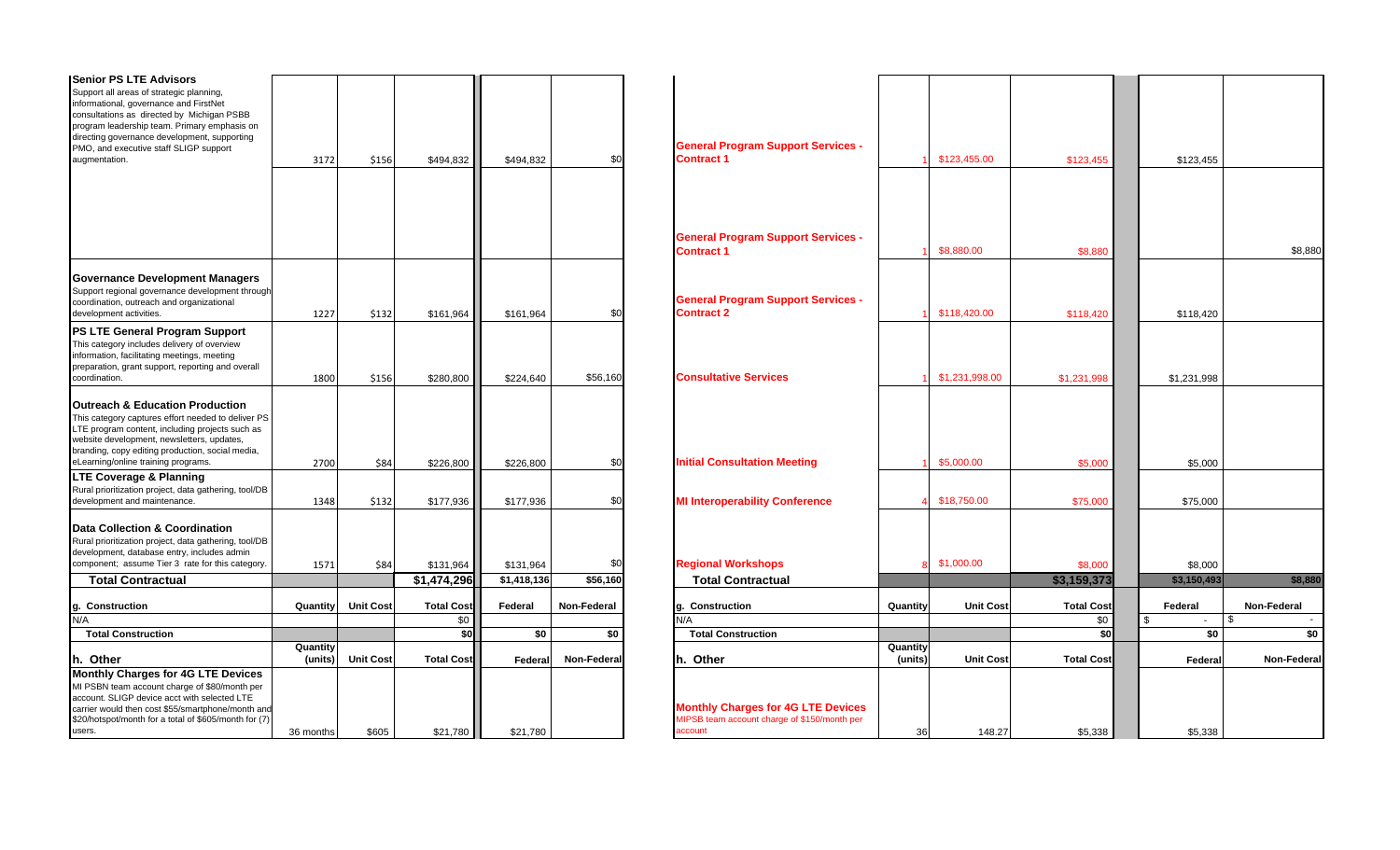| | | | | | |
|---|---|---|---|---|---|
| **Senior PS LTE Advisors** Support all areas of strategic planning, informational, governance and FirstNet consultations as directed by Michigan PSBB program leadership team. Primary emphasis on directing governance development, supporting PMO, and executive staff SLIGP support augmentation. | 3172 | $156 | $494,832 | $494,832 | $0 |
| | | | | | |
| **Governance Development Managers** Support regional governance development through coordination, outreach and organizational development activities. | 1227 | $132 | $161,964 | $161,964 | $0 |
| **PS LTE General Program Support** This category includes delivery of overview information, facilitating meetings, meeting preparation, grant support, reporting and overall coordination. | 1800 | $156 | $280,800 | $224,640 | $56,160 |
| **Outreach & Education Production** This category captures effort needed to deliver PS LTE program content, including projects such as website development, newsletters, updates, branding, copy editing production, social media, eLearning/online training programs. | 2700 | $84 | $226,800 | $226,800 | $0 |
| **LTE Coverage & Planning** Rural prioritization project, data gathering, tool/DB development and maintenance. | 1348 | $132 | $177,936 | $177,936 | $0 |
| **Data Collection & Coordination** Rural prioritization project, data gathering, tool/DB development, database entry, includes admin component; assume Tier 3 rate for this category. | 1571 | $84 | $131,964 | $131,964 | $0 |
| **Total Contractual** | | | **$1,474,296** | **$1,418,136** | **$56,160** |
| **g. Construction** | **Quantity** | **Unit Cost** | **Total Cost** | **Federal** | **Non-Federal** |
| N/A | | | $0 | | |
| **Total Construction** | | | **$0** | **$0** | **$0** |
| **h. Other** | **Quantity (units)** | **Unit Cost** | **Total Cost** | **Federal** | **Non-Federal** |
| **Monthly Charges for 4G LTE Devices** MI PSBN team account charge of $80/month per account. SLIGP device acct with selected LTE carrier would then cost $55/smartphone/month and $20/hotspot/month for a total of $605/month for (7) users. | 36 months | $605 | $21,780 | $21,780 | |

| | | | | | |
|---|---|---|---|---|---|
| **General Program Support Services - Contract 1** | 1 | $123,455.00 | $123,455 | $123,455 | |
| **General Program Support Services - Contract 1** | 1 | $8,880.00 | $8,880 | | $8,880 |
| **General Program Support Services - Contract 2** | 1 | $118,420.00 | $118,420 | $118,420 | |
| **Consultative Services** | 1 | $1,231,998.00 | $1,231,998 | $1,231,998 | |
| **Initial Consultation Meeting** | 1 | $5,000.00 | $5,000 | $5,000 | |
| **MI Interoperability Conference** | 4 | $18,750.00 | $75,000 | $75,000 | |
| **Regional Workshops** | 8 | $1,000.00 | $8,000 | $8,000 | |
| **Total Contractual** | | | **$3,159,373** | **$3,150,493** | **$8,880** |
| **g. Construction** | **Quantity** | **Unit Cost** | **Total Cost** | **Federal** | **Non-Federal** |
| N/A | | | $0 | $ - | $ - |
| **Total Construction** | | | **$0** | **$0** | **$0** |
| **h. Other** | **Quantity (units)** | **Unit Cost** | **Total Cost** | **Federal** | **Non-Federal** |
| **Monthly Charges for 4G LTE Devices** MIPSB team account charge of $150/month per account | 36 | 148.27 | $5,338 | $5,338 | |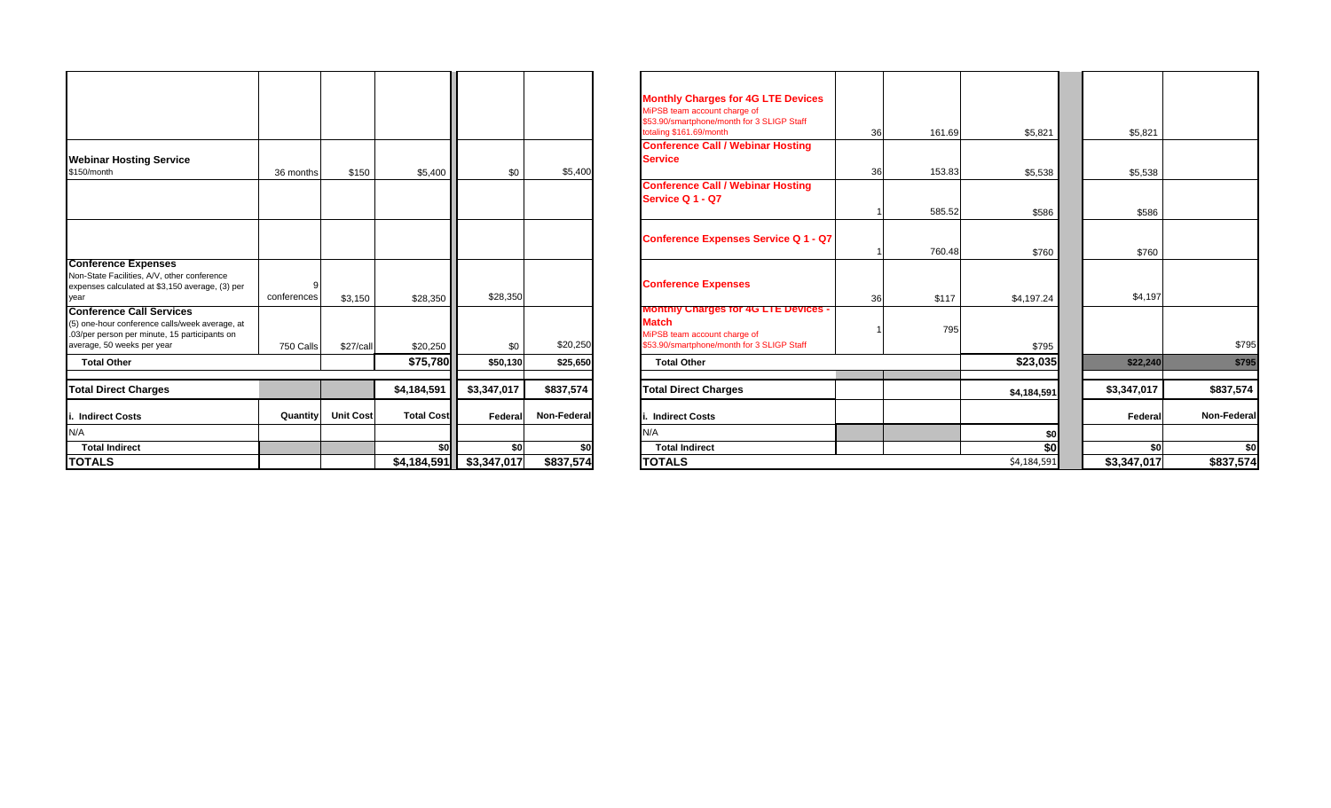| | | | | | |
|---|---|---|---|---|---|
| | | | | | |
| **Webinar Hosting Service** $150/month | 36 months | $150 | $5,400 | $0 | $5,400 |
| | | | | | |
| | | | | | |
| **Conference Expenses** Non-State Facilities, A/V, other conference expenses calculated at $3,150 average, (3) per year | 9 conferences | $3,150 | $28,350 | $28,350 | |
| **Conference Call Services** (5) one-hour conference calls/week average, at .03/per person per minute, 15 participants on average, 50 weeks per year | 750 Calls | $27/call | $20,250 | $0 | $20,250 |
| **Total Other** | | | **$75,780** | **$50,130** | **$25,650** |
| | | | | | |
| **Total Direct Charges** | | | **$4,184,591** | **$3,347,017** | **$837,574** |
| **i. Indirect Costs** | **Quantity** | **Unit Cost** | **Total Cost** | **Federal** | **Non-Federal** |
| N/A | | | | | |
| **Total Indirect** | | | **$0** | **$0** | **$0** |
| **TOTALS** | | | **$4,184,591** | **$3,347,017** | **$837,574** |

| | | | | | | |
|---|---|---|---|---|---|---|
| **Monthly Charges for 4G LTE Devices** MiPSB team account charge of $53.90/smartphone/month for 3 SLIGP Staff totaling $161.69/month | 36 | 161.69 | $5,821 | | $5,821 | |
| **Conference Call / Webinar Hosting Service** | 36 | 153.83 | $5,538 | | $5,538 | |
| **Conference Call / Webinar Hosting Service Q 1 - Q7** | 1 | 585.52 | $586 | | $586 | |
| **Conference Expenses Service Q 1 - Q7** | 1 | 760.48 | $760 | | $760 | |
| **Conference Expenses** | 36 | $117 | $4,197.24 | | $4,197 | |
| **Monthly Charges for 4G LTE Devices - Match** MiPSB team account charge of $53.90/smartphone/month for 3 SLIGP Staff | 1 | 795 | $795 | | | $795 |
| **Total Other** | | | **$23,035** | | **$22,240** | **$795** |
| | | | | | | |
| **Total Direct Charges** | | | **$4,184,591** | | **$3,347,017** | **$837,574** |
| **i. Indirect Costs** | | | | | **Federal** | **Non-Federal** |
| N/A | | | **$0** | | | |
| **Total Indirect** | | | **$0** | | **$0** | **$0** |
| **TOTALS** | | | $4,184,591 | | **$3,347,017** | **$837,574** |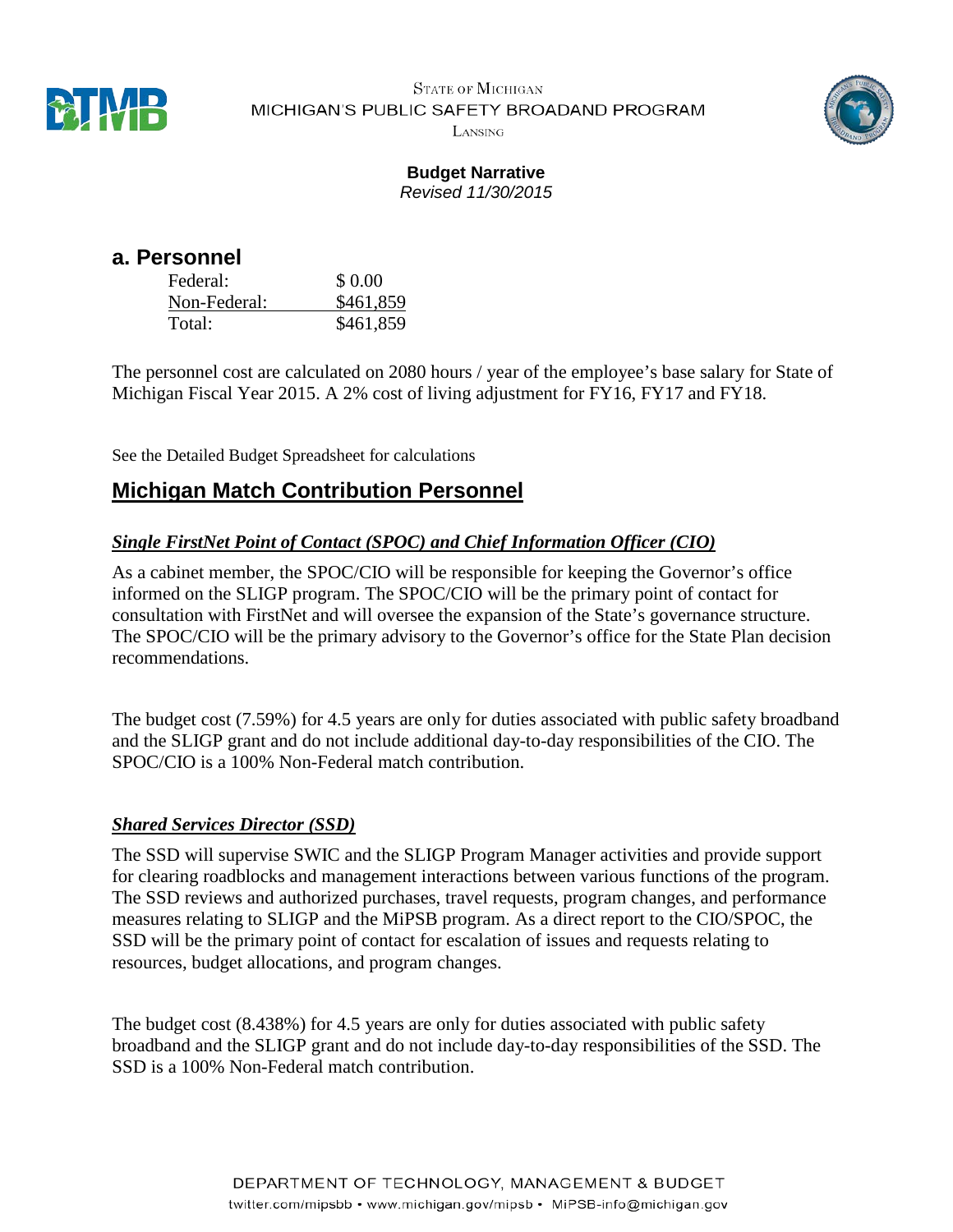**Budget Narrative**
*Revised 11/30/2015*

## a. Personnel

| | |
|---|---|
| Federal: | $ 0.00 |
| Non-Federal: | $461,859 |
| Total: | $461,859 |

The personnel cost are calculated on 2080 hours / year of the employee's base salary for State of Michigan Fiscal Year 2015. A 2% cost of living adjustment for FY16, FY17 and FY18.

See the Detailed Budget Spreadsheet for calculations

## Michigan Match Contribution Personnel

### ***Single FirstNet Point of Contact (SPOC) and Chief Information Officer (CIO)***

As a cabinet member, the SPOC/CIO will be responsible for keeping the Governor's office informed on the SLIGP program. The SPOC/CIO will be the primary point of contact for consultation with FirstNet and will oversee the expansion of the State's governance structure. The SPOC/CIO will be the primary advisory to the Governor's office for the State Plan decision recommendations.

The budget cost (7.59%) for 4.5 years are only for duties associated with public safety broadband and the SLIGP grant and do not include additional day-to-day responsibilities of the CIO. The SPOC/CIO is a 100% Non-Federal match contribution.

### ***Shared Services Director (SSD)***

The SSD will supervise SWIC and the SLIGP Program Manager activities and provide support for clearing roadblocks and management interactions between various functions of the program. The SSD reviews and authorized purchases, travel requests, program changes, and performance measures relating to SLIGP and the MiPSB program. As a direct report to the CIO/SPOC, the SSD will be the primary point of contact for escalation of issues and requests relating to resources, budget allocations, and program changes.

The budget cost (8.438%) for 4.5 years are only for duties associated with public safety broadband and the SLIGP grant and do not include day-to-day responsibilities of the SSD. The SSD is a 100% Non-Federal match contribution.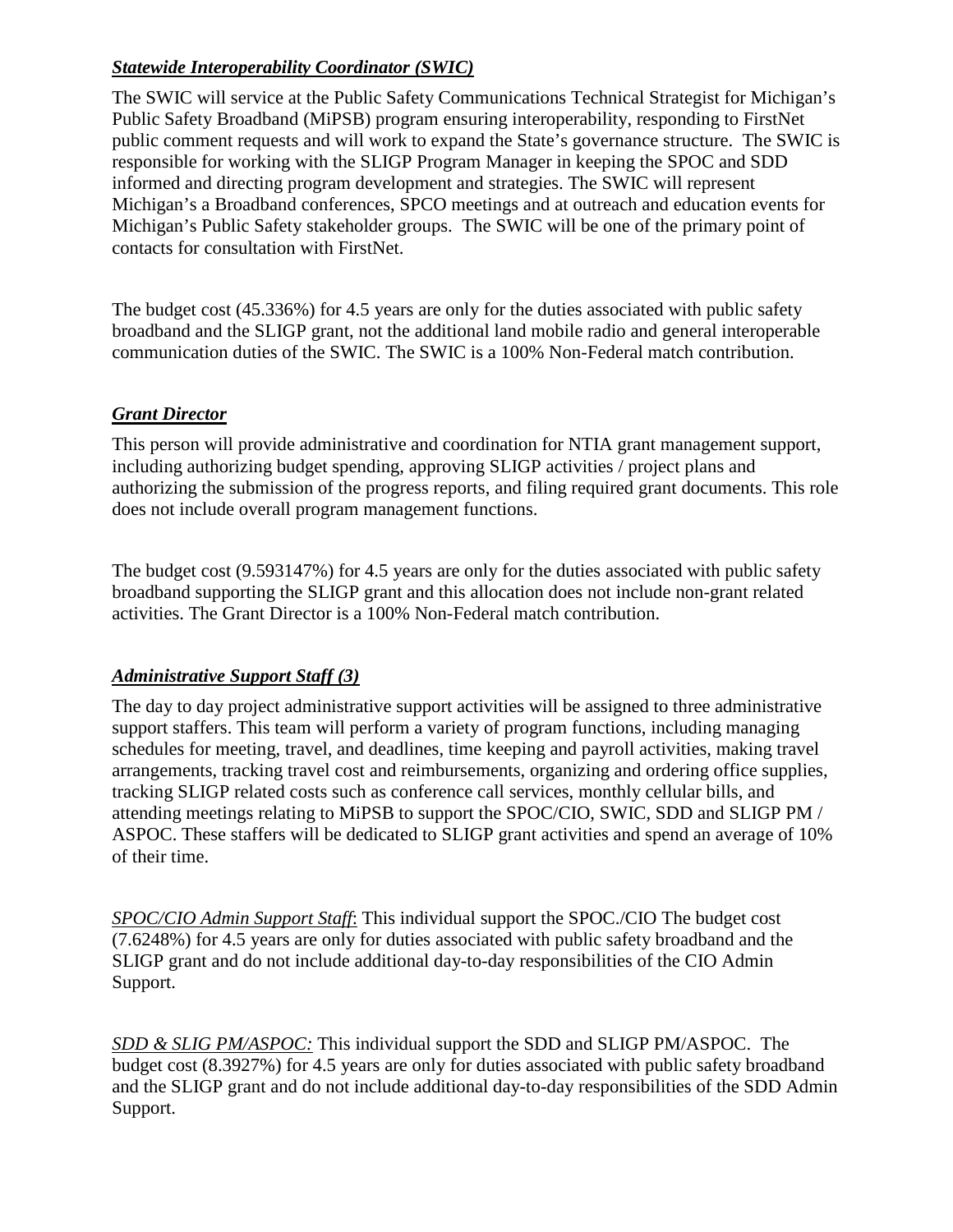***Statewide Interoperability Coordinator (SWIC)***

The SWIC will service at the Public Safety Communications Technical Strategist for Michigan's Public Safety Broadband (MiPSB) program ensuring interoperability, responding to FirstNet public comment requests and will work to expand the State's governance structure. The SWIC is responsible for working with the SLIGP Program Manager in keeping the SPOC and SDD informed and directing program development and strategies. The SWIC will represent Michigan's a Broadband conferences, SPCO meetings and at outreach and education events for Michigan's Public Safety stakeholder groups. The SWIC will be one of the primary point of contacts for consultation with FirstNet.

The budget cost (45.336%) for 4.5 years are only for the duties associated with public safety broadband and the SLIGP grant, not the additional land mobile radio and general interoperable communication duties of the SWIC. The SWIC is a 100% Non-Federal match contribution.

***Grant Director***

This person will provide administrative and coordination for NTIA grant management support, including authorizing budget spending, approving SLIGP activities / project plans and authorizing the submission of the progress reports, and filing required grant documents. This role does not include overall program management functions.

The budget cost (9.593147%) for 4.5 years are only for the duties associated with public safety broadband supporting the SLIGP grant and this allocation does not include non-grant related activities. The Grant Director is a 100% Non-Federal match contribution.

***Administrative Support Staff (3)***

The day to day project administrative support activities will be assigned to three administrative support staffers. This team will perform a variety of program functions, including managing schedules for meeting, travel, and deadlines, time keeping and payroll activities, making travel arrangements, tracking travel cost and reimbursements, organizing and ordering office supplies, tracking SLIGP related costs such as conference call services, monthly cellular bills, and attending meetings relating to MiPSB to support the SPOC/CIO, SWIC, SDD and SLIGP PM / ASPOC. These staffers will be dedicated to SLIGP grant activities and spend an average of 10% of their time.

*SPOC/CIO Admin Support Staff*: This individual support the SPOC./CIO The budget cost (7.6248%) for 4.5 years are only for duties associated with public safety broadband and the SLIGP grant and do not include additional day-to-day responsibilities of the CIO Admin Support.

*SDD & SLIG PM/ASPOC:* This individual support the SDD and SLIGP PM/ASPOC. The budget cost (8.3927%) for 4.5 years are only for duties associated with public safety broadband and the SLIGP grant and do not include additional day-to-day responsibilities of the SDD Admin Support.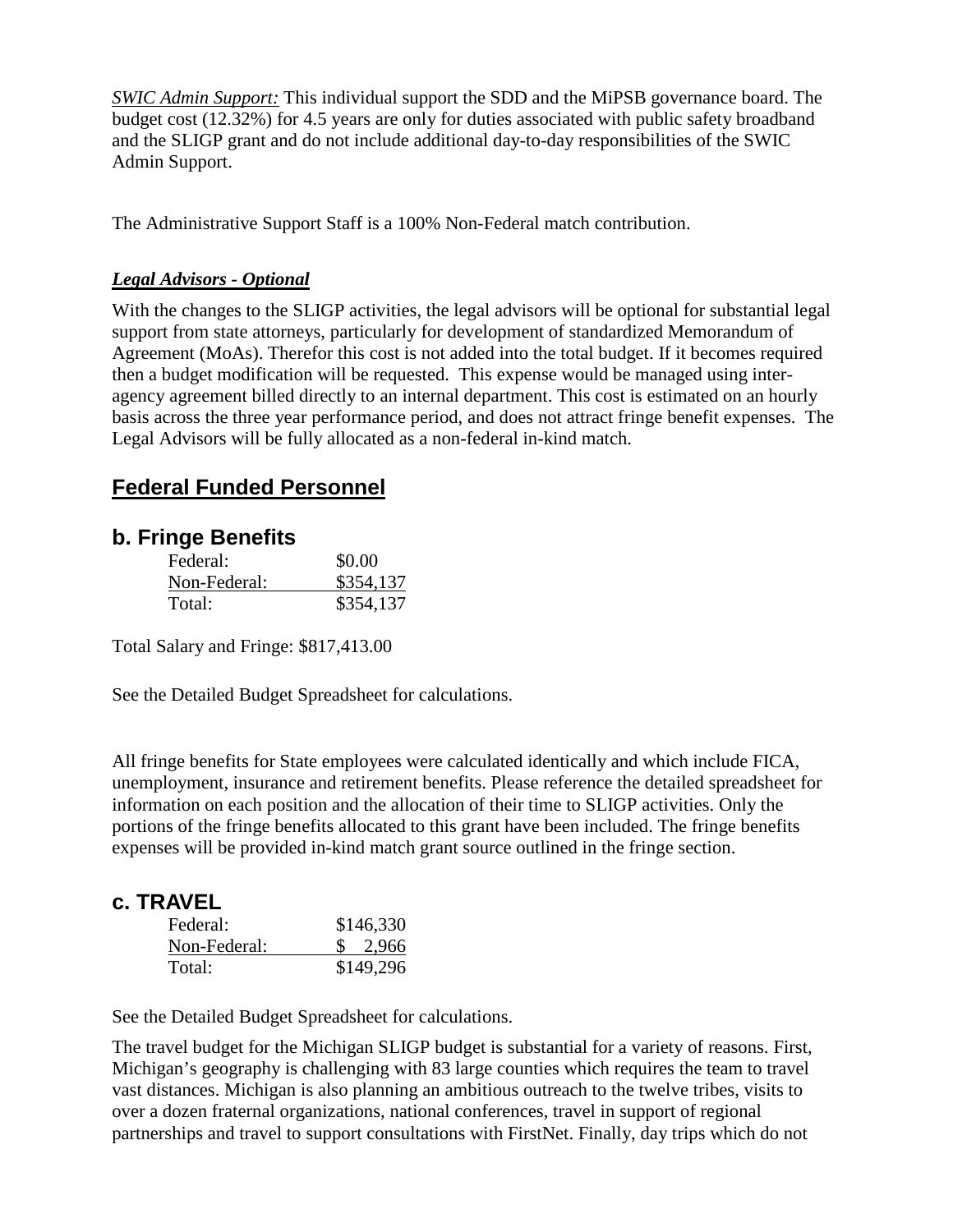*SWIC Admin Support:* This individual support the SDD and the MiPSB governance board. The budget cost (12.32%) for 4.5 years are only for duties associated with public safety broadband and the SLIGP grant and do not include additional day-to-day responsibilities of the SWIC Admin Support.

The Administrative Support Staff is a 100% Non-Federal match contribution.

***Legal Advisors - Optional***

With the changes to the SLIGP activities, the legal advisors will be optional for substantial legal support from state attorneys, particularly for development of standardized Memorandum of Agreement (MoAs). Therefor this cost is not added into the total budget. If it becomes required then a budget modification will be requested. This expense would be managed using inter-agency agreement billed directly to an internal department. This cost is estimated on an hourly basis across the three year performance period, and does not attract fringe benefit expenses. The Legal Advisors will be fully allocated as a non-federal in-kind match.

## Federal Funded Personnel

## b. Fringe Benefits

| | |
|---|---|
| Federal: | $0.00 |
| Non-Federal: | $354,137 |
| Total: | $354,137 |

Total Salary and Fringe: $817,413.00

See the Detailed Budget Spreadsheet for calculations.

All fringe benefits for State employees were calculated identically and which include FICA, unemployment, insurance and retirement benefits. Please reference the detailed spreadsheet for information on each position and the allocation of their time to SLIGP activities. Only the portions of the fringe benefits allocated to this grant have been included. The fringe benefits expenses will be provided in-kind match grant source outlined in the fringe section.

## c. TRAVEL

| | |
|---|---|
| Federal: | $146,330 |
| Non-Federal: | $ 2,966 |
| Total: | $149,296 |

See the Detailed Budget Spreadsheet for calculations.

The travel budget for the Michigan SLIGP budget is substantial for a variety of reasons. First, Michigan's geography is challenging with 83 large counties which requires the team to travel vast distances. Michigan is also planning an ambitious outreach to the twelve tribes, visits to over a dozen fraternal organizations, national conferences, travel in support of regional partnerships and travel to support consultations with FirstNet. Finally, day trips which do not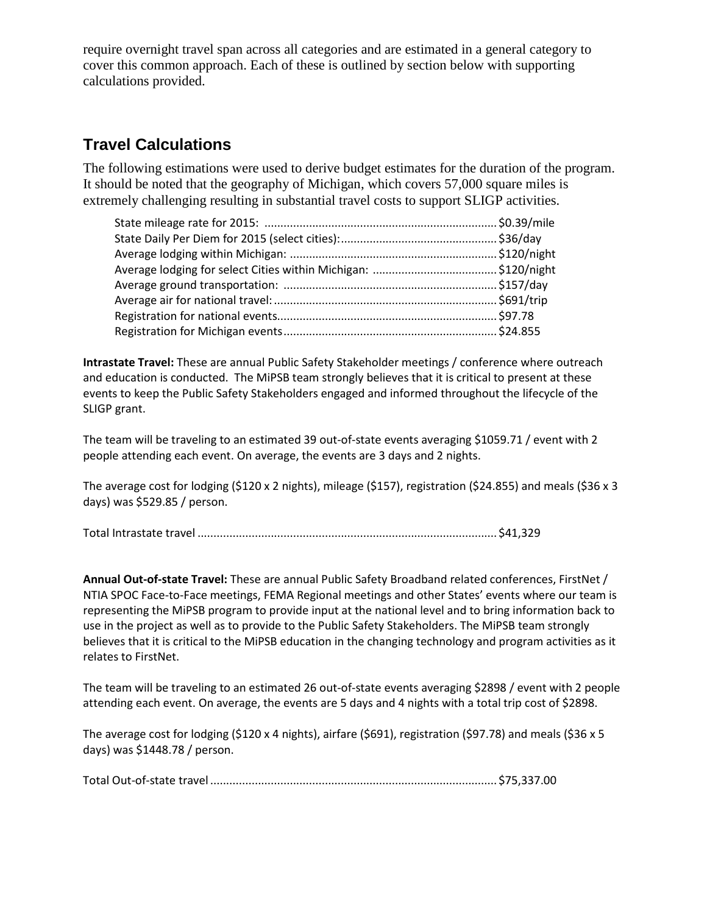require overnight travel span across all categories and are estimated in a general category to cover this common approach. Each of these is outlined by section below with supporting calculations provided.

## Travel Calculations

The following estimations were used to derive budget estimates for the duration of the program. It should be noted that the geography of Michigan, which covers 57,000 square miles is extremely challenging resulting in substantial travel costs to support SLIGP activities.

State mileage rate for 2015: ........................................................................ $0.39/mile
State Daily Per Diem for 2015 (select cities):................................................ $36/day
Average lodging within Michigan: ................................................................ $120/night
Average lodging for select Cities within Michigan: ...................................... $120/night
Average ground transportation: .................................................................. $157/day
Average air for national travel:..................................................................... $691/trip
Registration for national events.................................................................... $97.78
Registration for Michigan events.................................................................. $24.855

**Intrastate Travel:** These are annual Public Safety Stakeholder meetings / conference where outreach and education is conducted. The MiPSB team strongly believes that it is critical to present at these events to keep the Public Safety Stakeholders engaged and informed throughout the lifecycle of the SLIGP grant.

The team will be traveling to an estimated 39 out-of-state events averaging $1059.71 / event with 2 people attending each event. On average, the events are 3 days and 2 nights.

The average cost for lodging ($120 x 2 nights), mileage ($157), registration ($24.855) and meals ($36 x 3 days) was $529.85 / person.

Total Intrastate travel ............................................................................................ $41,329

**Annual Out-of-state Travel:** These are annual Public Safety Broadband related conferences, FirstNet / NTIA SPOC Face-to-Face meetings, FEMA Regional meetings and other States' events where our team is representing the MiPSB program to provide input at the national level and to bring information back to use in the project as well as to provide to the Public Safety Stakeholders. The MiPSB team strongly believes that it is critical to the MiPSB education in the changing technology and program activities as it relates to FirstNet.

The team will be traveling to an estimated 26 out-of-state events averaging $2898 / event with 2 people attending each event. On average, the events are 5 days and 4 nights with a total trip cost of $2898.

The average cost for lodging ($120 x 4 nights), airfare ($691), registration ($97.78) and meals ($36 x 5 days) was $1448.78 / person.

Total Out-of-state travel ......................................................................................... $75,337.00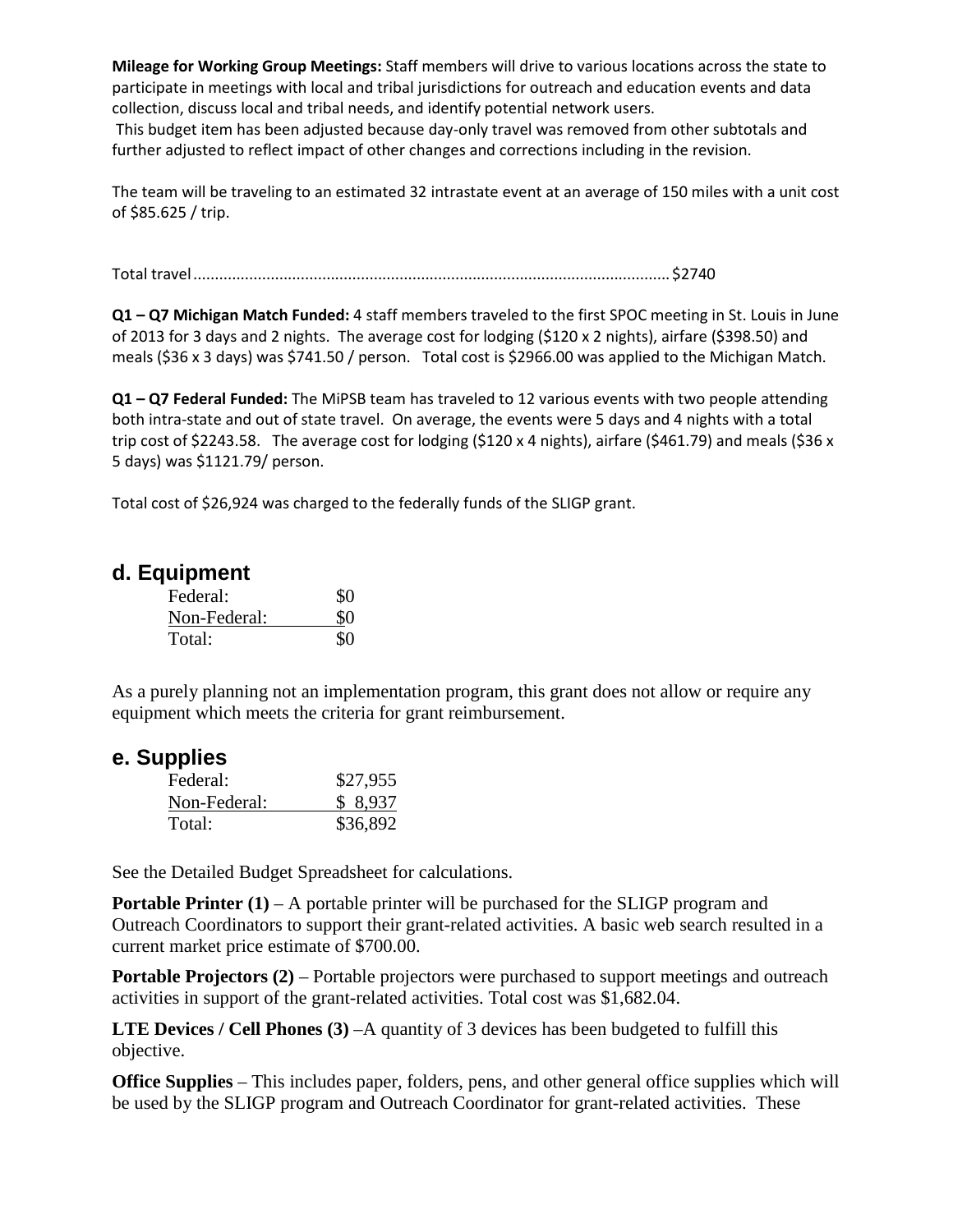**Mileage for Working Group Meetings:** Staff members will drive to various locations across the state to participate in meetings with local and tribal jurisdictions for outreach and education events and data collection, discuss local and tribal needs, and identify potential network users.
This budget item has been adjusted because day-only travel was removed from other subtotals and further adjusted to reflect impact of other changes and corrections including in the revision.

The team will be traveling to an estimated 32 intrastate event at an average of 150 miles with a unit cost of $85.625 / trip.

Total travel............................................................................................................$2740

**Q1 – Q7 Michigan Match Funded:** 4 staff members traveled to the first SPOC meeting in St. Louis in June of 2013 for 3 days and 2 nights. The average cost for lodging ($120 x 2 nights), airfare ($398.50) and meals ($36 x 3 days) was $741.50 / person. Total cost is $2966.00 was applied to the Michigan Match.

**Q1 – Q7 Federal Funded:** The MiPSB team has traveled to 12 various events with two people attending both intra-state and out of state travel. On average, the events were 5 days and 4 nights with a total trip cost of $2243.58. The average cost for lodging ($120 x 4 nights), airfare ($461.79) and meals ($36 x 5 days) was $1121.79/ person.

Total cost of $26,924 was charged to the federally funds of the SLIGP grant.

## d. Equipment

| | |
|---|---|
| Federal: | $0 |
| Non-Federal: | $0 |
| Total: | $0 |

As a purely planning not an implementation program, this grant does not allow or require any equipment which meets the criteria for grant reimbursement.

## e. Supplies

| | |
|---|---|
| Federal: | $27,955 |
| Non-Federal: | $ 8,937 |
| Total: | $36,892 |

See the Detailed Budget Spreadsheet for calculations.

**Portable Printer (1)** – A portable printer will be purchased for the SLIGP program and Outreach Coordinators to support their grant-related activities. A basic web search resulted in a current market price estimate of $700.00.

**Portable Projectors (2)** – Portable projectors were purchased to support meetings and outreach activities in support of the grant-related activities. Total cost was $1,682.04.

**LTE Devices / Cell Phones (3)** –A quantity of 3 devices has been budgeted to fulfill this objective.

**Office Supplies** – This includes paper, folders, pens, and other general office supplies which will be used by the SLIGP program and Outreach Coordinator for grant-related activities. These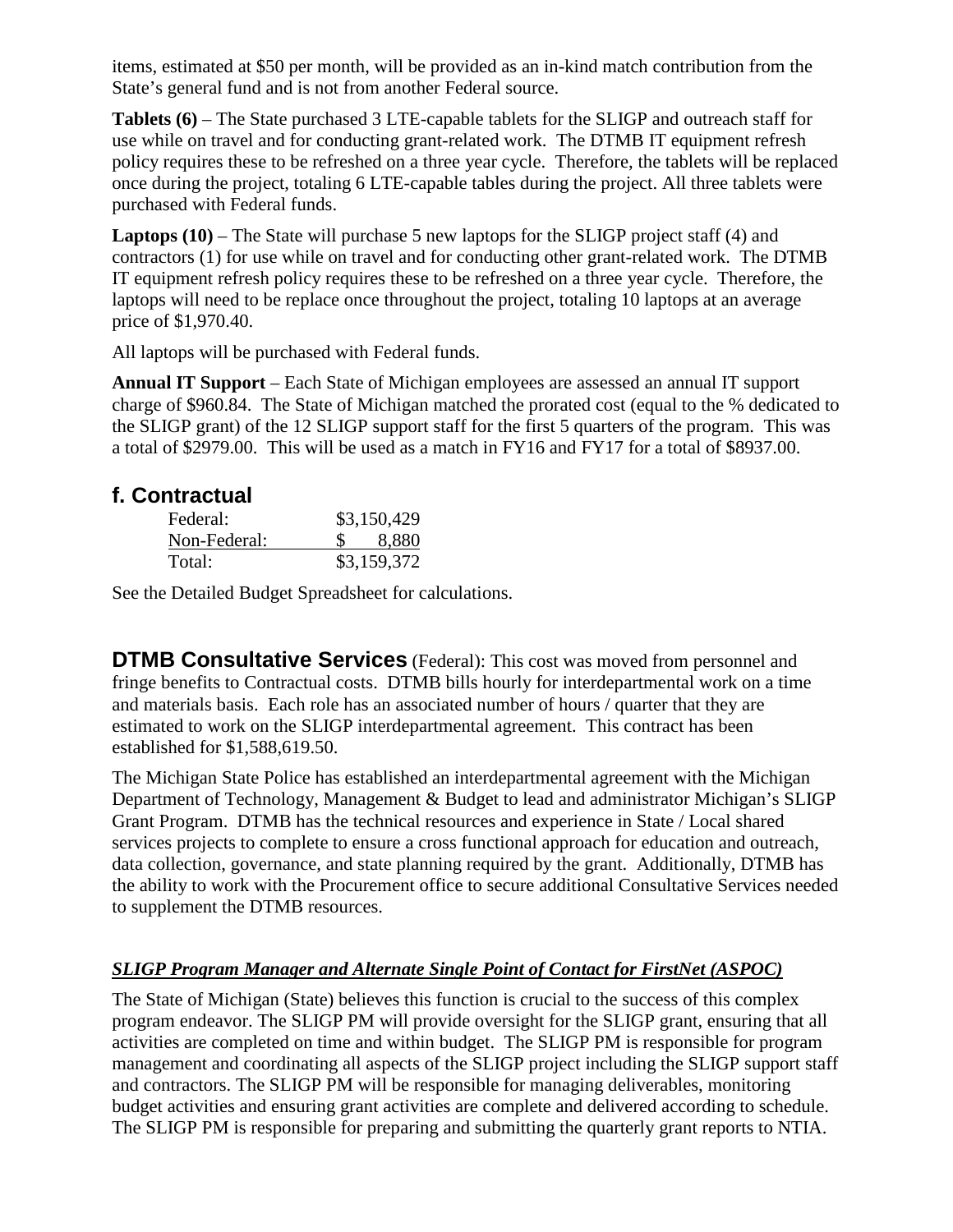items, estimated at $50 per month, will be provided as an in-kind match contribution from the State's general fund and is not from another Federal source.

**Tablets (6)** – The State purchased 3 LTE-capable tablets for the SLIGP and outreach staff for use while on travel and for conducting grant-related work. The DTMB IT equipment refresh policy requires these to be refreshed on a three year cycle. Therefore, the tablets will be replaced once during the project, totaling 6 LTE-capable tables during the project. All three tablets were purchased with Federal funds.

**Laptops (10)** – The State will purchase 5 new laptops for the SLIGP project staff (4) and contractors (1) for use while on travel and for conducting other grant-related work. The DTMB IT equipment refresh policy requires these to be refreshed on a three year cycle. Therefore, the laptops will need to be replace once throughout the project, totaling 10 laptops at an average price of $1,970.40.

All laptops will be purchased with Federal funds.

**Annual IT Support** – Each State of Michigan employees are assessed an annual IT support charge of $960.84. The State of Michigan matched the prorated cost (equal to the % dedicated to the SLIGP grant) of the 12 SLIGP support staff for the first 5 quarters of the program. This was a total of $2979.00. This will be used as a match in FY16 and FY17 for a total of $8937.00.

## f. Contractual

| | |
|---|---|
| Federal: | $3,150,429 |
| Non-Federal: | $ 8,880 |
| Total: | $3,159,372 |

See the Detailed Budget Spreadsheet for calculations.

**DTMB Consultative Services** (Federal): This cost was moved from personnel and fringe benefits to Contractual costs. DTMB bills hourly for interdepartmental work on a time and materials basis. Each role has an associated number of hours / quarter that they are estimated to work on the SLIGP interdepartmental agreement. This contract has been established for $1,588,619.50.

The Michigan State Police has established an interdepartmental agreement with the Michigan Department of Technology, Management & Budget to lead and administrator Michigan's SLIGP Grant Program. DTMB has the technical resources and experience in State / Local shared services projects to complete to ensure a cross functional approach for education and outreach, data collection, governance, and state planning required by the grant. Additionally, DTMB has the ability to work with the Procurement office to secure additional Consultative Services needed to supplement the DTMB resources.

***SLIGP Program Manager and Alternate Single Point of Contact for FirstNet (ASPOC)***

The State of Michigan (State) believes this function is crucial to the success of this complex program endeavor. The SLIGP PM will provide oversight for the SLIGP grant, ensuring that all activities are completed on time and within budget. The SLIGP PM is responsible for program management and coordinating all aspects of the SLIGP project including the SLIGP support staff and contractors. The SLIGP PM will be responsible for managing deliverables, monitoring budget activities and ensuring grant activities are complete and delivered according to schedule. The SLIGP PM is responsible for preparing and submitting the quarterly grant reports to NTIA.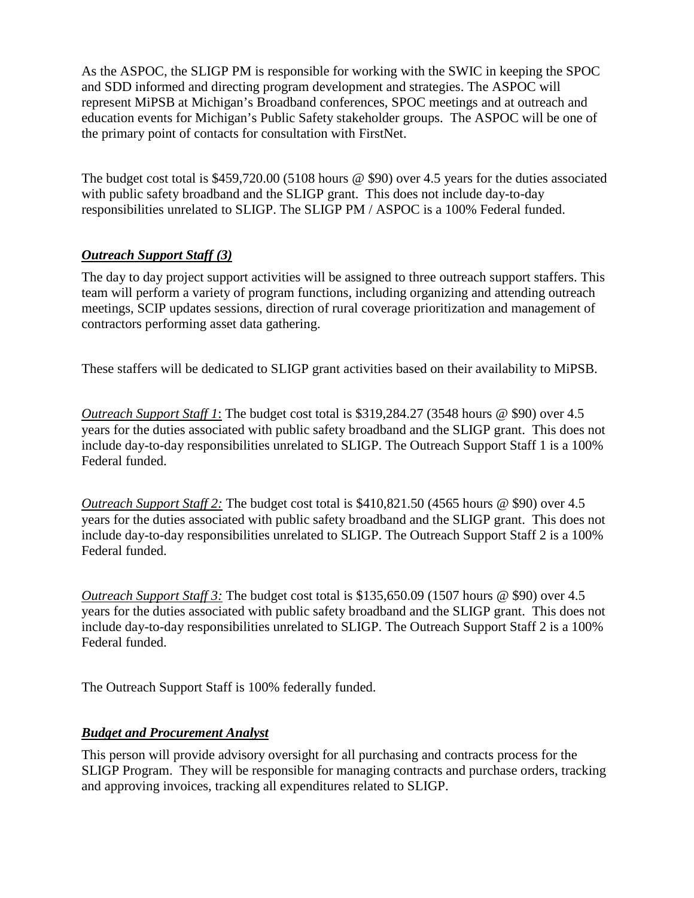As the ASPOC, the SLIGP PM is responsible for working with the SWIC in keeping the SPOC and SDD informed and directing program development and strategies. The ASPOC will represent MiPSB at Michigan's Broadband conferences, SPOC meetings and at outreach and education events for Michigan's Public Safety stakeholder groups. The ASPOC will be one of the primary point of contacts for consultation with FirstNet.

The budget cost total is $459,720.00 (5108 hours @ $90) over 4.5 years for the duties associated with public safety broadband and the SLIGP grant. This does not include day-to-day responsibilities unrelated to SLIGP. The SLIGP PM / ASPOC is a 100% Federal funded.

***<u>Outreach Support Staff (3)</u>***

The day to day project support activities will be assigned to three outreach support staffers. This team will perform a variety of program functions, including organizing and attending outreach meetings, SCIP updates sessions, direction of rural coverage prioritization and management of contractors performing asset data gathering.

These staffers will be dedicated to SLIGP grant activities based on their availability to MiPSB.

*<u>Outreach Support Staff 1</u>*: The budget cost total is $319,284.27 (3548 hours @ $90) over 4.5 years for the duties associated with public safety broadband and the SLIGP grant. This does not include day-to-day responsibilities unrelated to SLIGP. The Outreach Support Staff 1 is a 100% Federal funded.

*<u>Outreach Support Staff 2:</u>* The budget cost total is $410,821.50 (4565 hours @ $90) over 4.5 years for the duties associated with public safety broadband and the SLIGP grant. This does not include day-to-day responsibilities unrelated to SLIGP. The Outreach Support Staff 2 is a 100% Federal funded.

*<u>Outreach Support Staff 3:</u>* The budget cost total is $135,650.09 (1507 hours @ $90) over 4.5 years for the duties associated with public safety broadband and the SLIGP grant. This does not include day-to-day responsibilities unrelated to SLIGP. The Outreach Support Staff 2 is a 100% Federal funded.

The Outreach Support Staff is 100% federally funded.

***<u>Budget and Procurement Analyst</u>***

This person will provide advisory oversight for all purchasing and contracts process for the SLIGP Program. They will be responsible for managing contracts and purchase orders, tracking and approving invoices, tracking all expenditures related to SLIGP.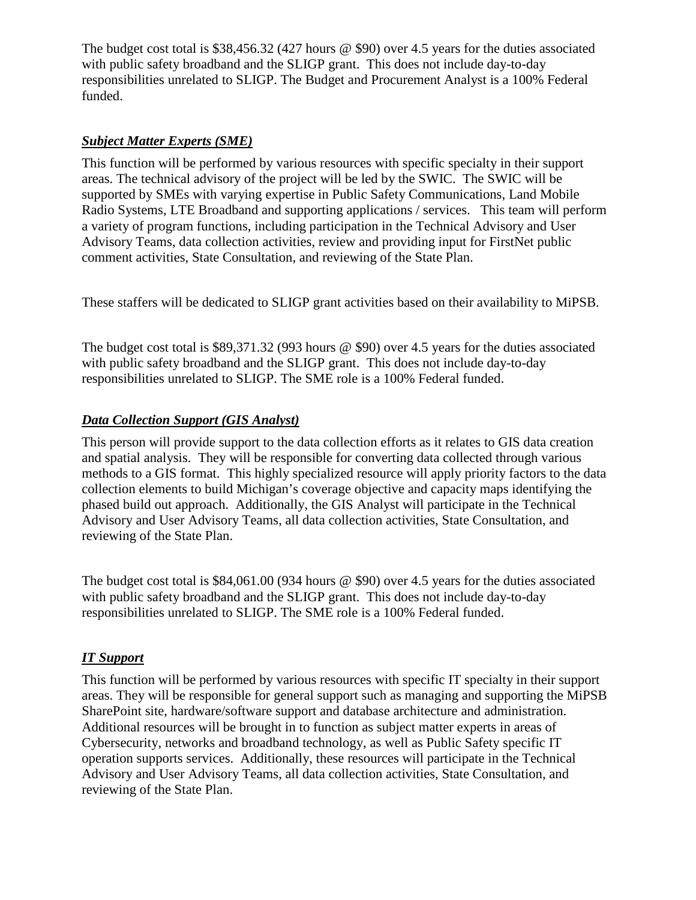The budget cost total is $38,456.32 (427 hours @ $90) over 4.5 years for the duties associated with public safety broadband and the SLIGP grant. This does not include day-to-day responsibilities unrelated to SLIGP. The Budget and Procurement Analyst is a 100% Federal funded.

***Subject Matter Experts (SME)***

This function will be performed by various resources with specific specialty in their support areas. The technical advisory of the project will be led by the SWIC. The SWIC will be supported by SMEs with varying expertise in Public Safety Communications, Land Mobile Radio Systems, LTE Broadband and supporting applications / services. This team will perform a variety of program functions, including participation in the Technical Advisory and User Advisory Teams, data collection activities, review and providing input for FirstNet public comment activities, State Consultation, and reviewing of the State Plan.

These staffers will be dedicated to SLIGP grant activities based on their availability to MiPSB.

The budget cost total is $89,371.32 (993 hours @ $90) over 4.5 years for the duties associated with public safety broadband and the SLIGP grant. This does not include day-to-day responsibilities unrelated to SLIGP. The SME role is a 100% Federal funded.

***Data Collection Support (GIS Analyst)***

This person will provide support to the data collection efforts as it relates to GIS data creation and spatial analysis. They will be responsible for converting data collected through various methods to a GIS format. This highly specialized resource will apply priority factors to the data collection elements to build Michigan's coverage objective and capacity maps identifying the phased build out approach. Additionally, the GIS Analyst will participate in the Technical Advisory and User Advisory Teams, all data collection activities, State Consultation, and reviewing of the State Plan.

The budget cost total is $84,061.00 (934 hours @ $90) over 4.5 years for the duties associated with public safety broadband and the SLIGP grant. This does not include day-to-day responsibilities unrelated to SLIGP. The SME role is a 100% Federal funded.

***IT Support***

This function will be performed by various resources with specific IT specialty in their support areas. They will be responsible for general support such as managing and supporting the MiPSB SharePoint site, hardware/software support and database architecture and administration. Additional resources will be brought in to function as subject matter experts in areas of Cybersecurity, networks and broadband technology, as well as Public Safety specific IT operation supports services. Additionally, these resources will participate in the Technical Advisory and User Advisory Teams, all data collection activities, State Consultation, and reviewing of the State Plan.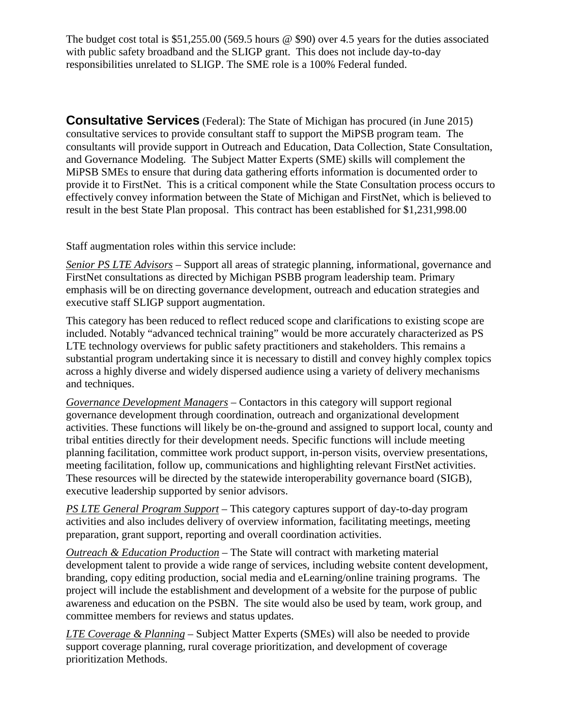The budget cost total is $51,255.00 (569.5 hours @ $90) over 4.5 years for the duties associated with public safety broadband and the SLIGP grant. This does not include day-to-day responsibilities unrelated to SLIGP. The SME role is a 100% Federal funded.

**Consultative Services** (Federal): The State of Michigan has procured (in June 2015) consultative services to provide consultant staff to support the MiPSB program team. The consultants will provide support in Outreach and Education, Data Collection, State Consultation, and Governance Modeling. The Subject Matter Experts (SME) skills will complement the MiPSB SMEs to ensure that during data gathering efforts information is documented order to provide it to FirstNet. This is a critical component while the State Consultation process occurs to effectively convey information between the State of Michigan and FirstNet, which is believed to result in the best State Plan proposal. This contract has been established for $1,231,998.00

Staff augmentation roles within this service include:

*Senior PS LTE Advisors* – Support all areas of strategic planning, informational, governance and FirstNet consultations as directed by Michigan PSBB program leadership team. Primary emphasis will be on directing governance development, outreach and education strategies and executive staff SLIGP support augmentation.

This category has been reduced to reflect reduced scope and clarifications to existing scope are included. Notably "advanced technical training" would be more accurately characterized as PS LTE technology overviews for public safety practitioners and stakeholders. This remains a substantial program undertaking since it is necessary to distill and convey highly complex topics across a highly diverse and widely dispersed audience using a variety of delivery mechanisms and techniques.

*Governance Development Managers* – Contactors in this category will support regional governance development through coordination, outreach and organizational development activities. These functions will likely be on-the-ground and assigned to support local, county and tribal entities directly for their development needs. Specific functions will include meeting planning facilitation, committee work product support, in-person visits, overview presentations, meeting facilitation, follow up, communications and highlighting relevant FirstNet activities. These resources will be directed by the statewide interoperability governance board (SIGB), executive leadership supported by senior advisors.

*PS LTE General Program Support* – This category captures support of day-to-day program activities and also includes delivery of overview information, facilitating meetings, meeting preparation, grant support, reporting and overall coordination activities.

*Outreach & Education Production* – The State will contract with marketing material development talent to provide a wide range of services, including website content development, branding, copy editing production, social media and eLearning/online training programs. The project will include the establishment and development of a website for the purpose of public awareness and education on the PSBN. The site would also be used by team, work group, and committee members for reviews and status updates.

*LTE Coverage & Planning* – Subject Matter Experts (SMEs) will also be needed to provide support coverage planning, rural coverage prioritization, and development of coverage prioritization Methods.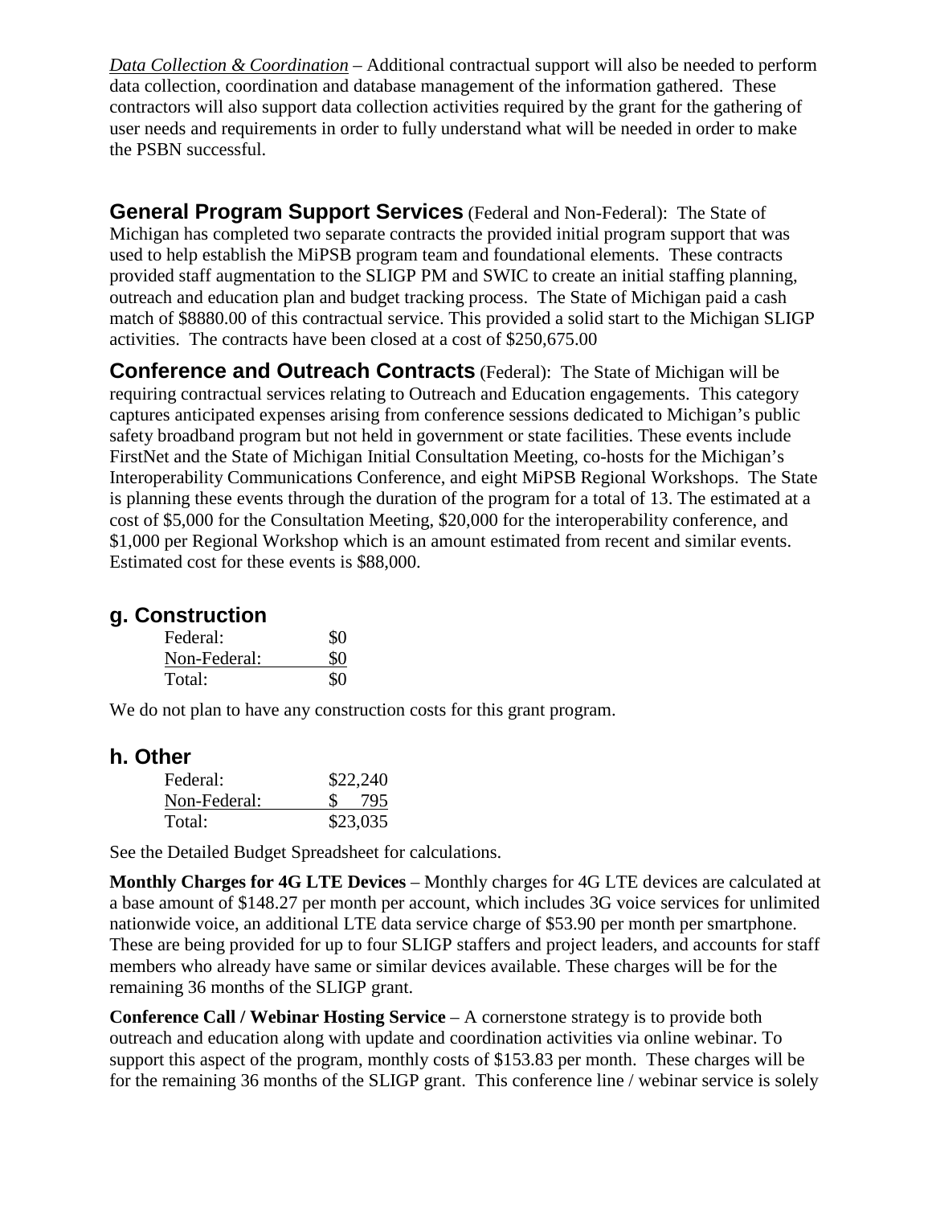*Data Collection & Coordination* – Additional contractual support will also be needed to perform data collection, coordination and database management of the information gathered. These contractors will also support data collection activities required by the grant for the gathering of user needs and requirements in order to fully understand what will be needed in order to make the PSBN successful.

**General Program Support Services** (Federal and Non-Federal): The State of Michigan has completed two separate contracts the provided initial program support that was used to help establish the MiPSB program team and foundational elements. These contracts provided staff augmentation to the SLIGP PM and SWIC to create an initial staffing planning, outreach and education plan and budget tracking process. The State of Michigan paid a cash match of $8880.00 of this contractual service. This provided a solid start to the Michigan SLIGP activities. The contracts have been closed at a cost of $250,675.00

**Conference and Outreach Contracts** (Federal): The State of Michigan will be requiring contractual services relating to Outreach and Education engagements. This category captures anticipated expenses arising from conference sessions dedicated to Michigan's public safety broadband program but not held in government or state facilities. These events include FirstNet and the State of Michigan Initial Consultation Meeting, co-hosts for the Michigan's Interoperability Communications Conference, and eight MiPSB Regional Workshops. The State is planning these events through the duration of the program for a total of 13. The estimated at a cost of $5,000 for the Consultation Meeting, $20,000 for the interoperability conference, and $1,000 per Regional Workshop which is an amount estimated from recent and similar events. Estimated cost for these events is $88,000.

## g. Construction

| | |
|---|---|
| Federal: | $0 |
| Non-Federal: | $0 |
| Total: | $0 |

We do not plan to have any construction costs for this grant program.

## h. Other

| | |
|---|---|
| Federal: | $22,240 |
| Non-Federal: | $ 795 |
| Total: | $23,035 |

See the Detailed Budget Spreadsheet for calculations.

**Monthly Charges for 4G LTE Devices** – Monthly charges for 4G LTE devices are calculated at a base amount of $148.27 per month per account, which includes 3G voice services for unlimited nationwide voice, an additional LTE data service charge of $53.90 per month per smartphone. These are being provided for up to four SLIGP staffers and project leaders, and accounts for staff members who already have same or similar devices available. These charges will be for the remaining 36 months of the SLIGP grant.

**Conference Call / Webinar Hosting Service** – A cornerstone strategy is to provide both outreach and education along with update and coordination activities via online webinar. To support this aspect of the program, monthly costs of $153.83 per month. These charges will be for the remaining 36 months of the SLIGP grant. This conference line / webinar service is solely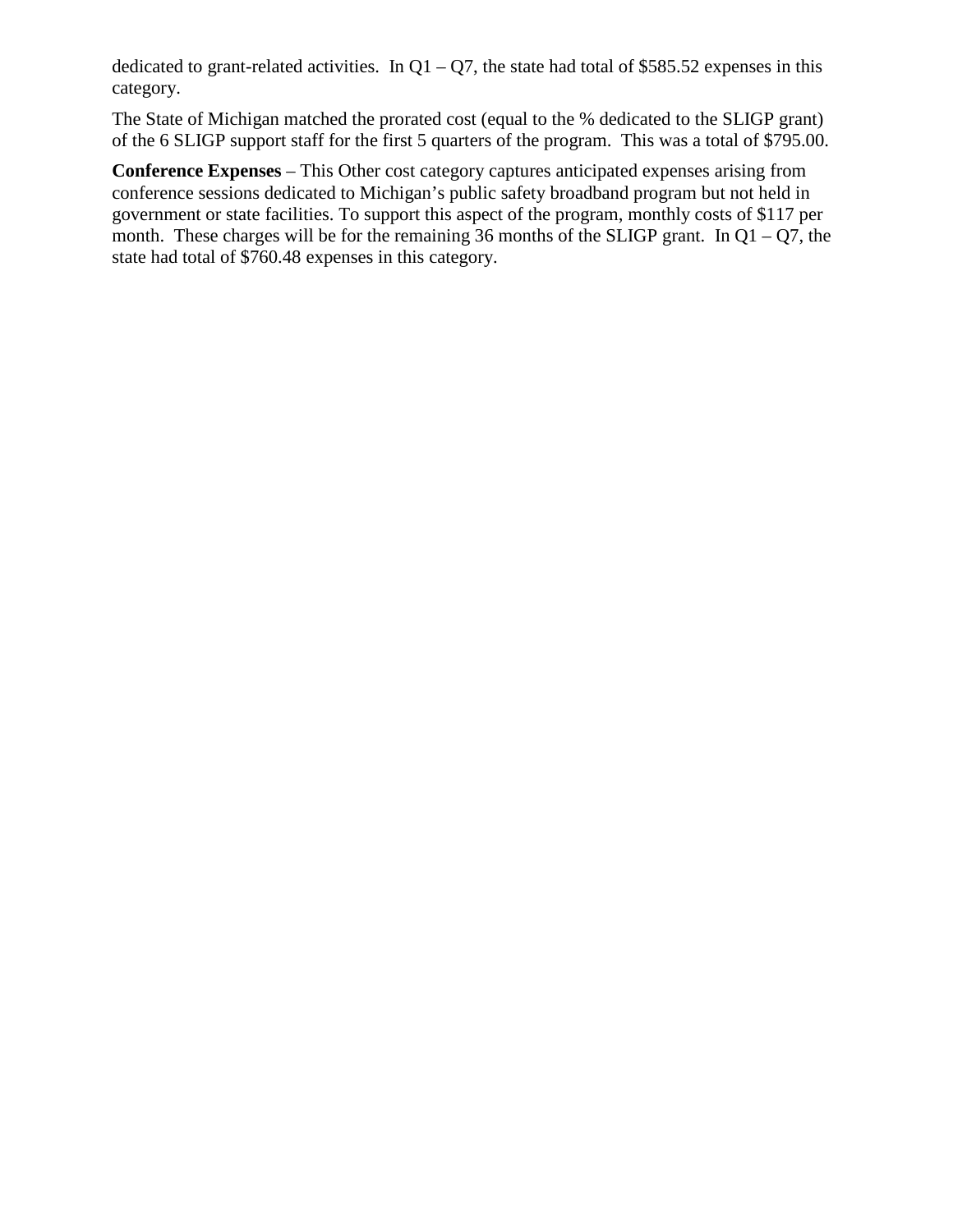dedicated to grant-related activities. In Q1 – Q7, the state had total of $585.52 expenses in this category.

The State of Michigan matched the prorated cost (equal to the % dedicated to the SLIGP grant) of the 6 SLIGP support staff for the first 5 quarters of the program. This was a total of $795.00.

**Conference Expenses** – This Other cost category captures anticipated expenses arising from conference sessions dedicated to Michigan's public safety broadband program but not held in government or state facilities. To support this aspect of the program, monthly costs of $117 per month. These charges will be for the remaining 36 months of the SLIGP grant. In Q1 – Q7, the state had total of $760.48 expenses in this category.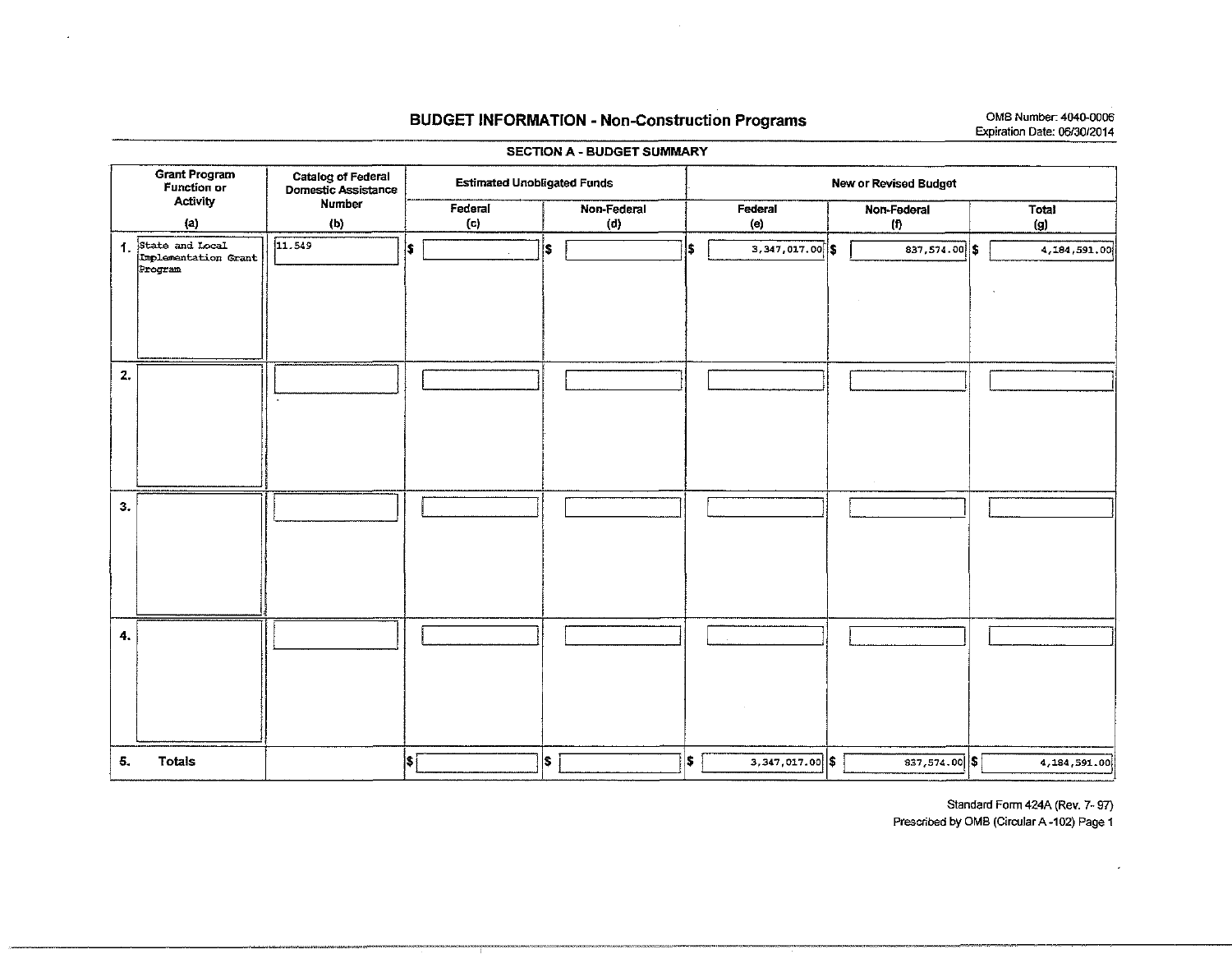# BUDGET INFORMATION - Non-Construction Programs

OMB Number: 4040-0006
Expiration Date: 06/30/2014

## SECTION A - BUDGET SUMMARY

| Grant Program Function or Activity (a) | Catalog of Federal Domestic Assistance Number (b) | Estimated Unobligated Funds | | New or Revised Budget | | |
|---|---|---|---|---|---|---|
| | | Federal (c) | Non-Federal (d) | Federal (e) | Non-Federal (f) | Total (g) |
| 1. State and Local Implementation Grant Program | 11.549 | $ | $ | $ 3,347,017.00 | $ 837,574.00 | $ 4,184,591.00 |
| 2. | | | | | | |
| 3. | | | | | | |
| 4. | | | | | | |
| 5. Totals | | $ | $ | $ 3,347,017.00 | $ 837,574.00 | $ 4,184,591.00 |

Standard Form 424A (Rev. 7- 97)
Prescribed by OMB (Circular A -102) Page 1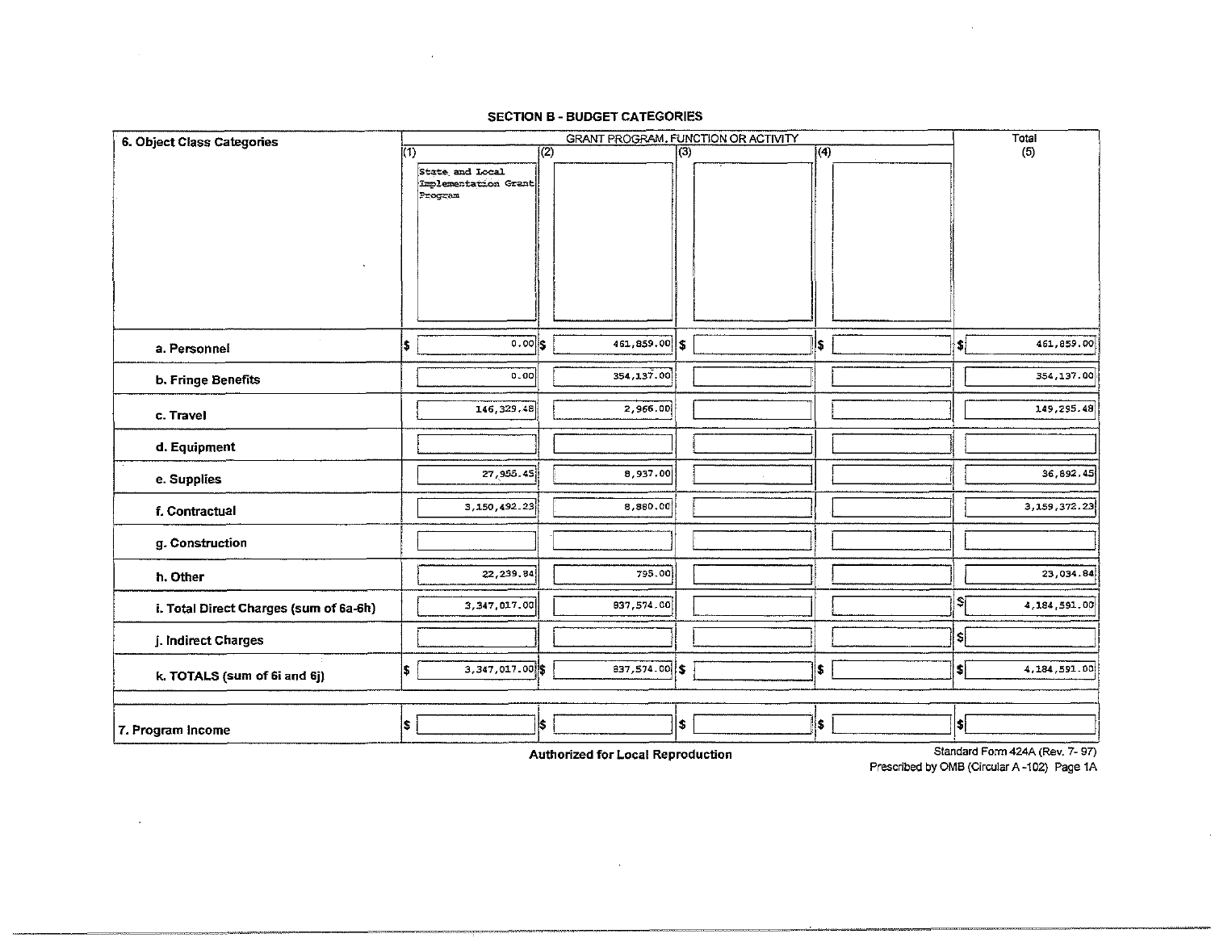## SECTION B - BUDGET CATEGORIES

| 6. Object Class Categories | GRANT PROGRAM, FUNCTION OR ACTIVITY | | | | Total |
|---|---|---|---|---|---|
| | (1) State and Local Implementation Grant Program | (2) | (3) | (4) | (5) |
| a. Personnel | $ 0.00 | $ 461,859.00 | $ | $ | $ 461,859.00 |
| b. Fringe Benefits | 0.00 | 354,137.00 | | | 354,137.00 |
| c. Travel | 146,329.48 | 2,966.00 | | | 149,295.48 |
| d. Equipment | | | | | |
| e. Supplies | 27,955.45 | 8,937.00 | | | 36,892.45 |
| f. Contractual | 3,150,492.23 | 8,880.00 | | | 3,159,372.23 |
| g. Construction | | | | | |
| h. Other | 22,239.84 | 795.00 | | | 23,034.84 |
| i. Total Direct Charges (sum of 6a-6h) | 3,347,017.00 | 837,574.00 | | | $ 4,184,591.00 |
| j. Indirect Charges | | | | | $ |
| k. TOTALS (sum of 6i and 6j) | $ 3,347,017.00 | $ 837,574.00 | $ | $ | $ 4,184,591.00 |
| 7. Program Income | $ | $ | $ | $ | $ |

**Authorized for Local Reproduction**

Standard Form 424A (Rev. 7- 97)
Prescribed by OMB (Circular A -102) Page 1A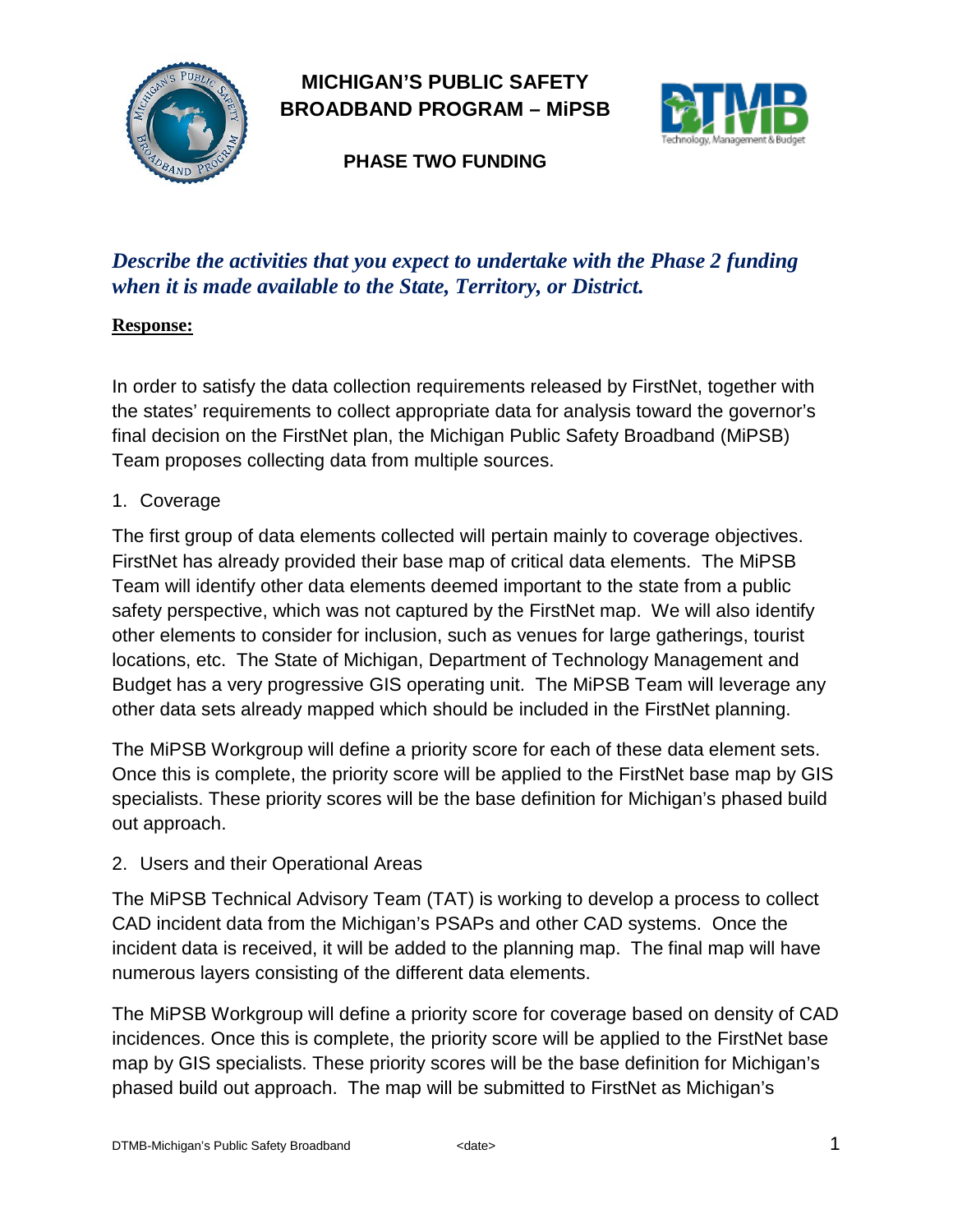# MICHIGAN'S PUBLIC SAFETY BROADBAND PROGRAM – MiPSB

## PHASE TWO FUNDING

### *Describe the activities that you expect to undertake with the Phase 2 funding when it is made available to the State, Territory, or District.*

**Response:**

In order to satisfy the data collection requirements released by FirstNet, together with the states' requirements to collect appropriate data for analysis toward the governor's final decision on the FirstNet plan, the Michigan Public Safety Broadband (MiPSB) Team proposes collecting data from multiple sources.

1. Coverage

The first group of data elements collected will pertain mainly to coverage objectives. FirstNet has already provided their base map of critical data elements. The MiPSB Team will identify other data elements deemed important to the state from a public safety perspective, which was not captured by the FirstNet map. We will also identify other elements to consider for inclusion, such as venues for large gatherings, tourist locations, etc. The State of Michigan, Department of Technology Management and Budget has a very progressive GIS operating unit. The MiPSB Team will leverage any other data sets already mapped which should be included in the FirstNet planning.

The MiPSB Workgroup will define a priority score for each of these data element sets. Once this is complete, the priority score will be applied to the FirstNet base map by GIS specialists. These priority scores will be the base definition for Michigan's phased build out approach.

2. Users and their Operational Areas

The MiPSB Technical Advisory Team (TAT) is working to develop a process to collect CAD incident data from the Michigan's PSAPs and other CAD systems. Once the incident data is received, it will be added to the planning map. The final map will have numerous layers consisting of the different data elements.

The MiPSB Workgroup will define a priority score for coverage based on density of CAD incidences. Once this is complete, the priority score will be applied to the FirstNet base map by GIS specialists. These priority scores will be the base definition for Michigan's phased build out approach. The map will be submitted to FirstNet as Michigan's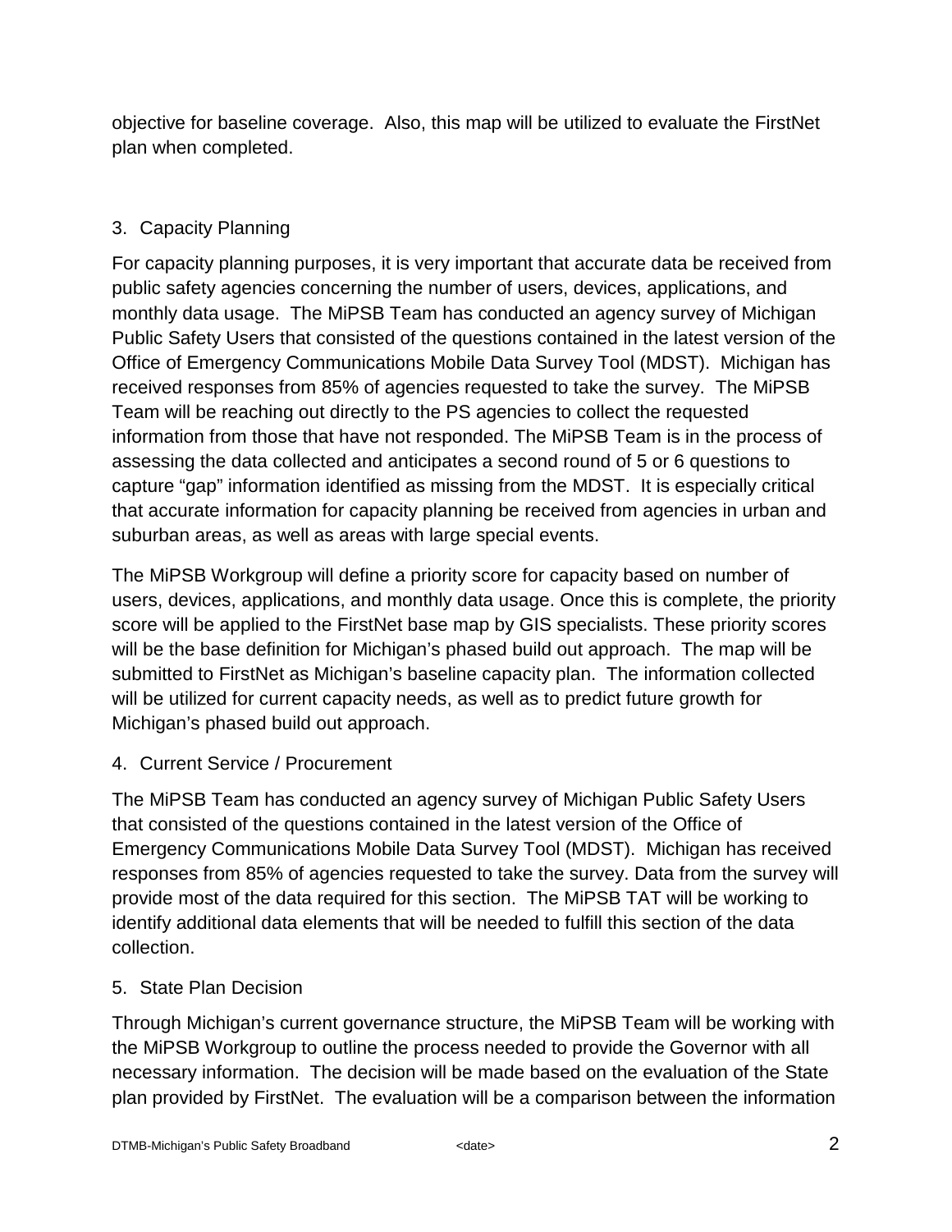objective for baseline coverage. Also, this map will be utilized to evaluate the FirstNet plan when completed.

3. Capacity Planning

For capacity planning purposes, it is very important that accurate data be received from public safety agencies concerning the number of users, devices, applications, and monthly data usage. The MiPSB Team has conducted an agency survey of Michigan Public Safety Users that consisted of the questions contained in the latest version of the Office of Emergency Communications Mobile Data Survey Tool (MDST). Michigan has received responses from 85% of agencies requested to take the survey. The MiPSB Team will be reaching out directly to the PS agencies to collect the requested information from those that have not responded. The MiPSB Team is in the process of assessing the data collected and anticipates a second round of 5 or 6 questions to capture "gap" information identified as missing from the MDST. It is especially critical that accurate information for capacity planning be received from agencies in urban and suburban areas, as well as areas with large special events.

The MiPSB Workgroup will define a priority score for capacity based on number of users, devices, applications, and monthly data usage. Once this is complete, the priority score will be applied to the FirstNet base map by GIS specialists. These priority scores will be the base definition for Michigan's phased build out approach. The map will be submitted to FirstNet as Michigan's baseline capacity plan. The information collected will be utilized for current capacity needs, as well as to predict future growth for Michigan's phased build out approach.

4. Current Service / Procurement

The MiPSB Team has conducted an agency survey of Michigan Public Safety Users that consisted of the questions contained in the latest version of the Office of Emergency Communications Mobile Data Survey Tool (MDST). Michigan has received responses from 85% of agencies requested to take the survey. Data from the survey will provide most of the data required for this section. The MiPSB TAT will be working to identify additional data elements that will be needed to fulfill this section of the data collection.

5. State Plan Decision

Through Michigan's current governance structure, the MiPSB Team will be working with the MiPSB Workgroup to outline the process needed to provide the Governor with all necessary information. The decision will be made based on the evaluation of the State plan provided by FirstNet. The evaluation will be a comparison between the information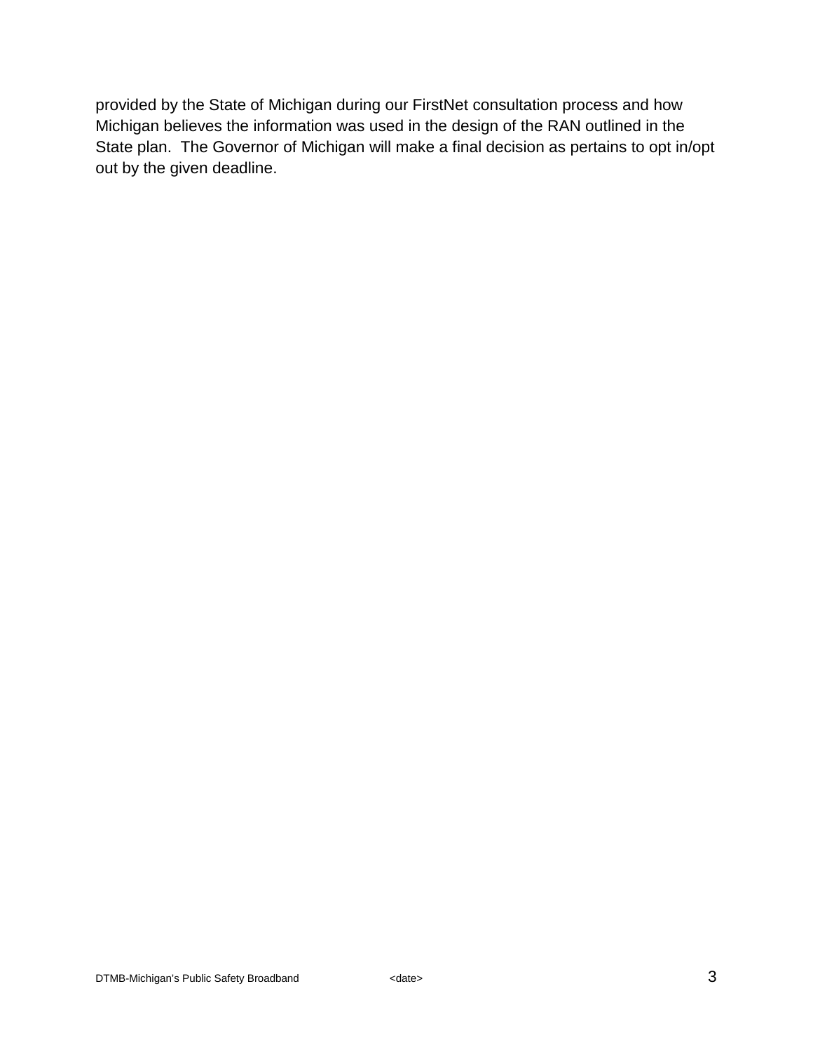provided by the State of Michigan during our FirstNet consultation process and how Michigan believes the information was used in the design of the RAN outlined in the State plan. The Governor of Michigan will make a final decision as pertains to opt in/opt out by the given deadline.